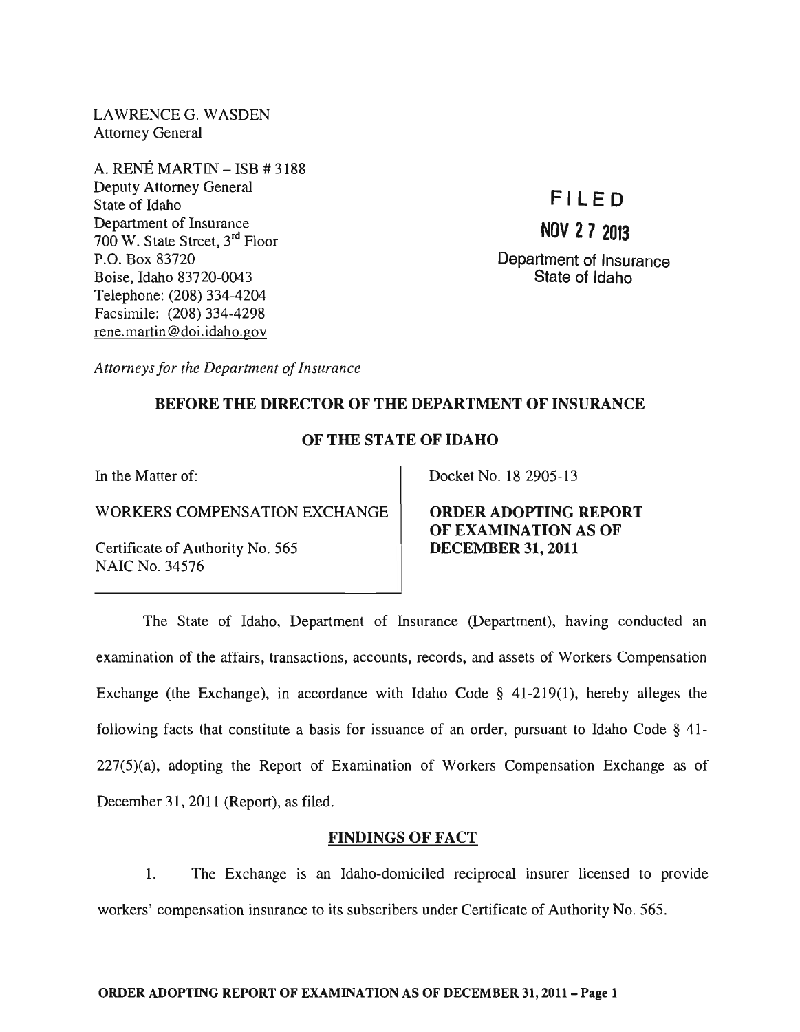LAWRENCE G. WASDEN
Attorney General

A. RENÉ MARTIN – ISB # 3188
Deputy Attorney General
State of Idaho
Department of Insurance
700 W. State Street, 3rd Floor
P.O. Box 83720
Boise, Idaho 83720-0043
Telephone: (208) 334-4204
Facsimile: (208) 334-4298
rene.martin@doi.idaho.gov

*Attorneys for the Department of Insurance*

**FILED**

**NOV 27 2013**

Department of Insurance
State of Idaho

**BEFORE THE DIRECTOR OF THE DEPARTMENT OF INSURANCE**

**OF THE STATE OF IDAHO**

| In the Matter of: | Docket No. 18-2905-13 |
|---|---|
| WORKERS COMPENSATION EXCHANGE | **ORDER ADOPTING REPORT OF EXAMINATION AS OF DECEMBER 31, 2011** |
| Certificate of Authority No. 565<br>NAIC No. 34576 | |

The State of Idaho, Department of Insurance (Department), having conducted an examination of the affairs, transactions, accounts, records, and assets of Workers Compensation Exchange (the Exchange), in accordance with Idaho Code § 41-219(1), hereby alleges the following facts that constitute a basis for issuance of an order, pursuant to Idaho Code § 41-227(5)(a), adopting the Report of Examination of Workers Compensation Exchange as of December 31, 2011 (Report), as filed.

## FINDINGS OF FACT

1. The Exchange is an Idaho-domiciled reciprocal insurer licensed to provide workers' compensation insurance to its subscribers under Certificate of Authority No. 565.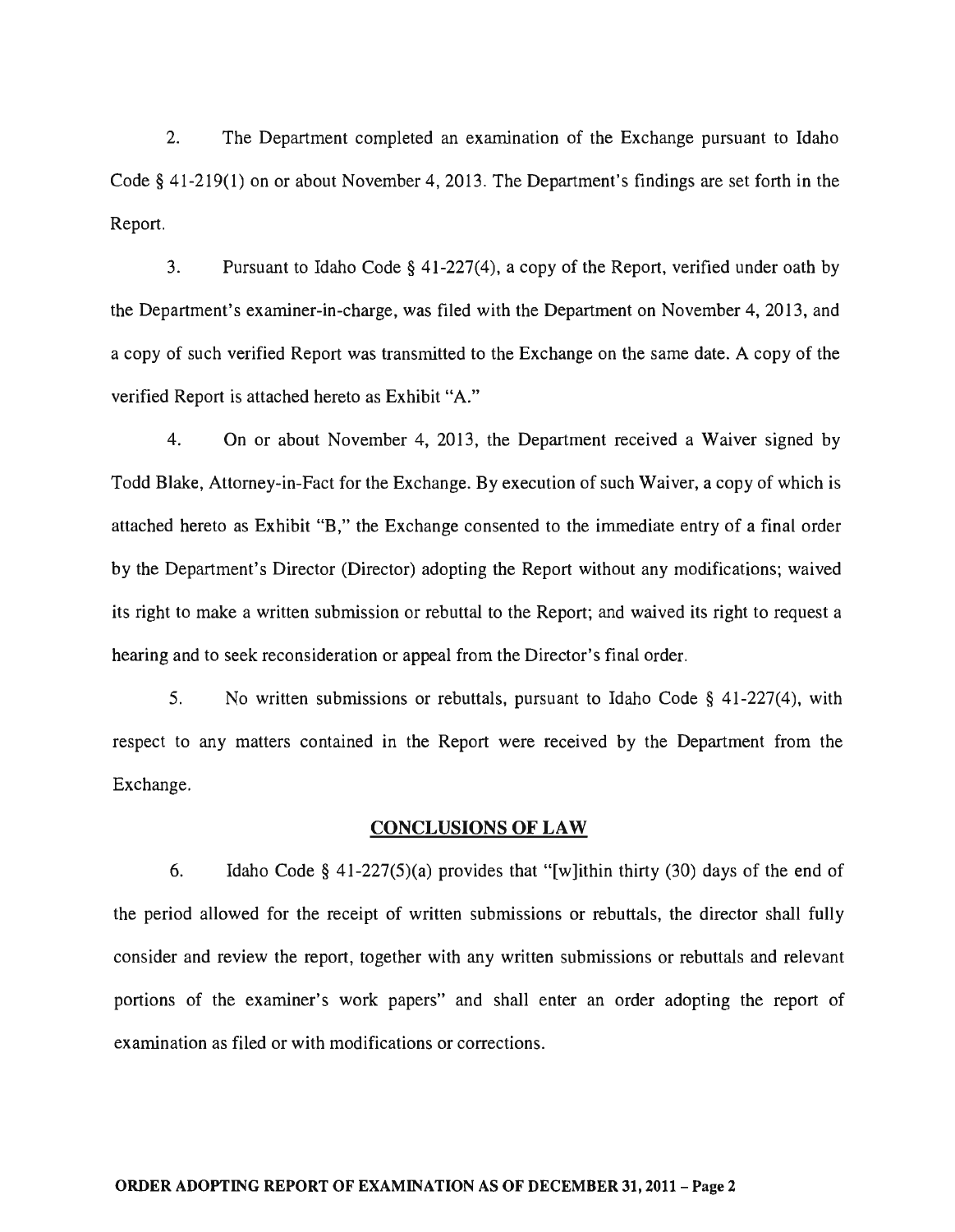2. The Department completed an examination of the Exchange pursuant to Idaho Code § 41-219(1) on or about November 4, 2013. The Department's findings are set forth in the Report.

3. Pursuant to Idaho Code § 41-227(4), a copy of the Report, verified under oath by the Department's examiner-in-charge, was filed with the Department on November 4, 2013, and a copy of such verified Report was transmitted to the Exchange on the same date. A copy of the verified Report is attached hereto as Exhibit "A."

4. On or about November 4, 2013, the Department received a Waiver signed by Todd Blake, Attorney-in-Fact for the Exchange. By execution of such Waiver, a copy of which is attached hereto as Exhibit "B," the Exchange consented to the immediate entry of a final order by the Department's Director (Director) adopting the Report without any modifications; waived its right to make a written submission or rebuttal to the Report; and waived its right to request a hearing and to seek reconsideration or appeal from the Director's final order.

5. No written submissions or rebuttals, pursuant to Idaho Code § 41-227(4), with respect to any matters contained in the Report were received by the Department from the Exchange.

## CONCLUSIONS OF LAW

6. Idaho Code § 41-227(5)(a) provides that "[w]ithin thirty (30) days of the end of the period allowed for the receipt of written submissions or rebuttals, the director shall fully consider and review the report, together with any written submissions or rebuttals and relevant portions of the examiner's work papers" and shall enter an order adopting the report of examination as filed or with modifications or corrections.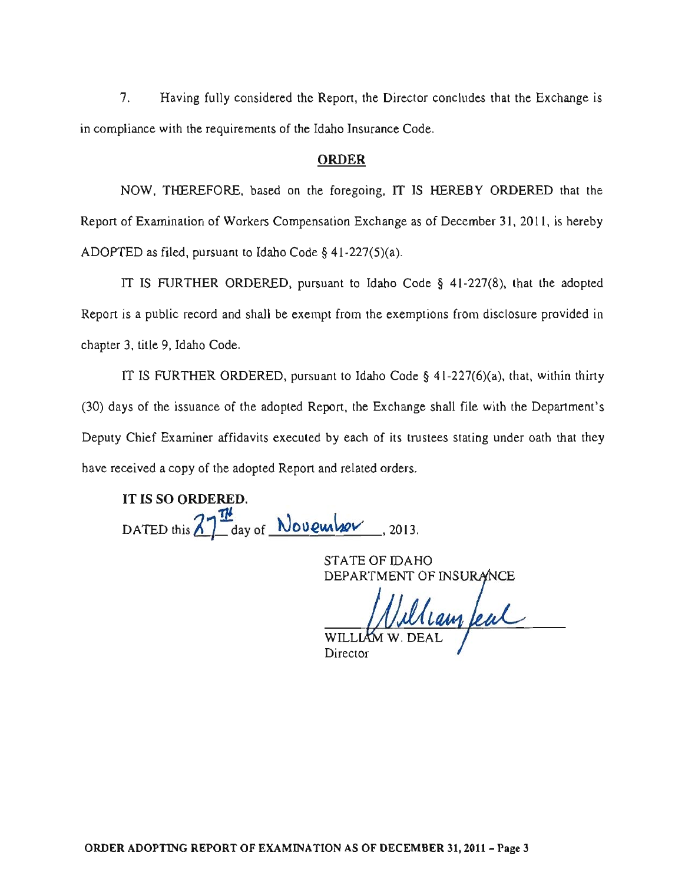7. Having fully considered the Report, the Director concludes that the Exchange is in compliance with the requirements of the Idaho Insurance Code.

## ORDER

NOW, THEREFORE, based on the foregoing, IT IS HEREBY ORDERED that the Report of Examination of Workers Compensation Exchange as of December 31, 2011, is hereby ADOPTED as filed, pursuant to Idaho Code § 41-227(5)(a).

IT IS FURTHER ORDERED, pursuant to Idaho Code § 41-227(8), that the adopted Report is a public record and shall be exempt from the exemptions from disclosure provided in chapter 3, title 9, Idaho Code.

IT IS FURTHER ORDERED, pursuant to Idaho Code § 41-227(6)(a), that, within thirty (30) days of the issuance of the adopted Report, the Exchange shall file with the Department's Deputy Chief Examiner affidavits executed by each of its trustees stating under oath that they have received a copy of the adopted Report and related orders.

**IT IS SO ORDERED.**

DATED this 27TH day of November, 2013.

STATE OF IDAHO
DEPARTMENT OF INSURANCE

William Deal

WILLIAM W. DEAL
Director

**ORDER ADOPTING REPORT OF EXAMINATION AS OF DECEMBER 31, 2011 – Page 3**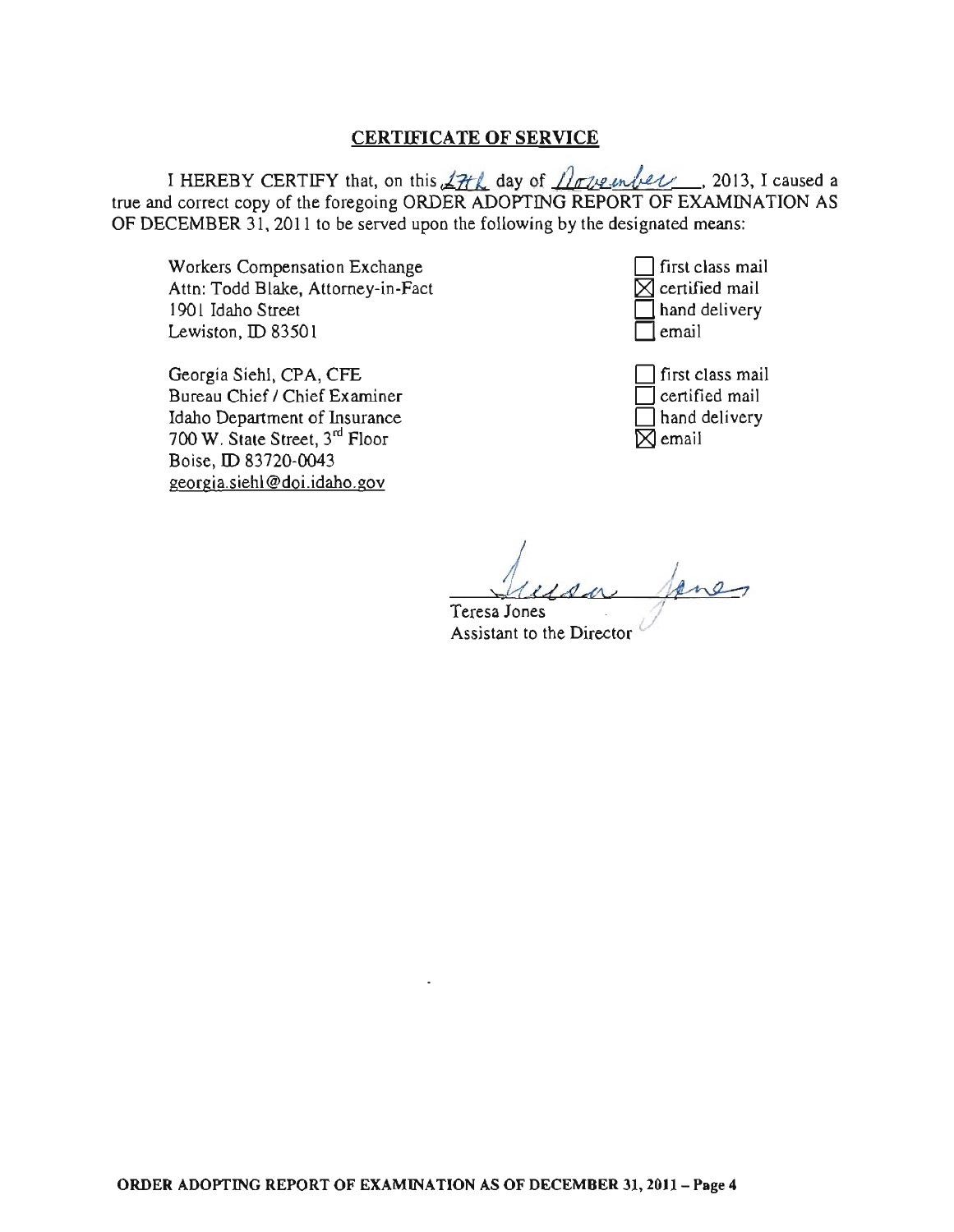## CERTIFICATE OF SERVICE

I HEREBY CERTIFY that, on this 27th day of November, 2013, I caused a true and correct copy of the foregoing ORDER ADOPTING REPORT OF EXAMINATION AS OF DECEMBER 31, 2011 to be served upon the following by the designated means:

Workers Compensation Exchange
Attn: Todd Blake, Attorney-in-Fact
1901 Idaho Street
Lewiston, ID 83501

- [ ] first class mail
- [x] certified mail
- [ ] hand delivery
- [ ] email

Georgia Siehl, CPA, CFE
Bureau Chief / Chief Examiner
Idaho Department of Insurance
700 W. State Street, 3rd Floor
Boise, ID 83720-0043
georgia.siehl@doi.idaho.gov

- [ ] first class mail
- [ ] certified mail
- [ ] hand delivery
- [x] email

Teresa Jones
Assistant to the Director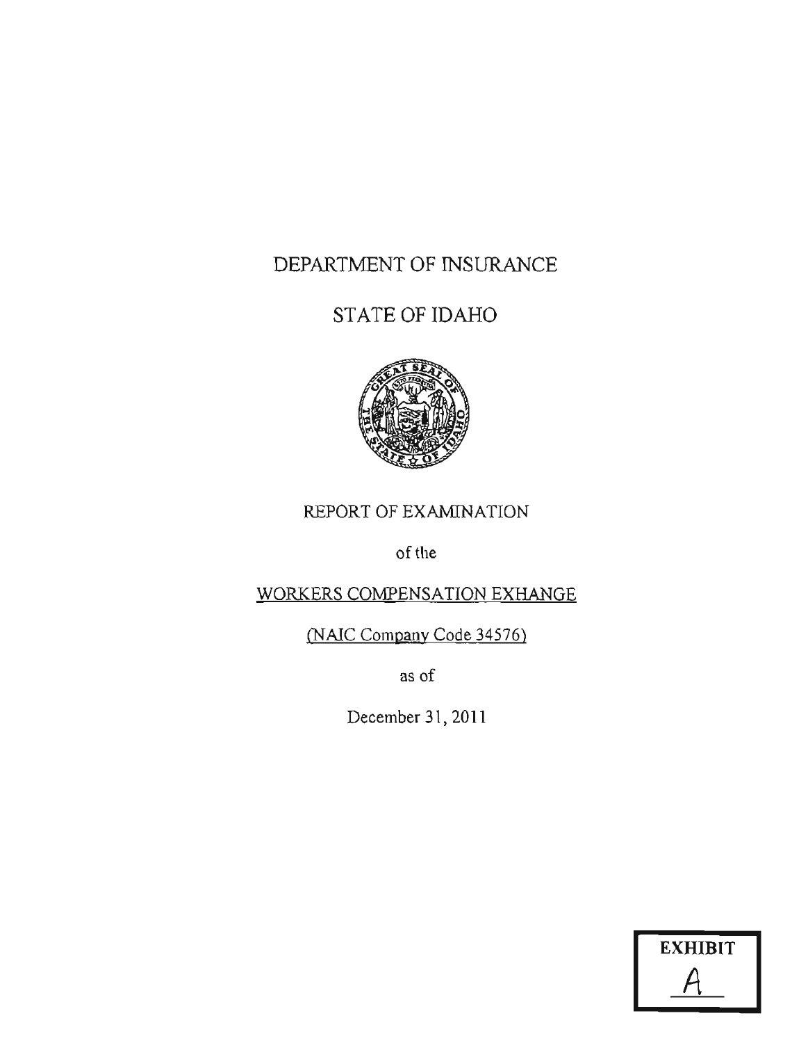# DEPARTMENT OF INSURANCE

# STATE OF IDAHO

REPORT OF EXAMINATION

of the

WORKERS COMPENSATION EXHANGE

(NAIC Company Code 34576)

as of

December 31, 2011

**EXHIBIT**

**A**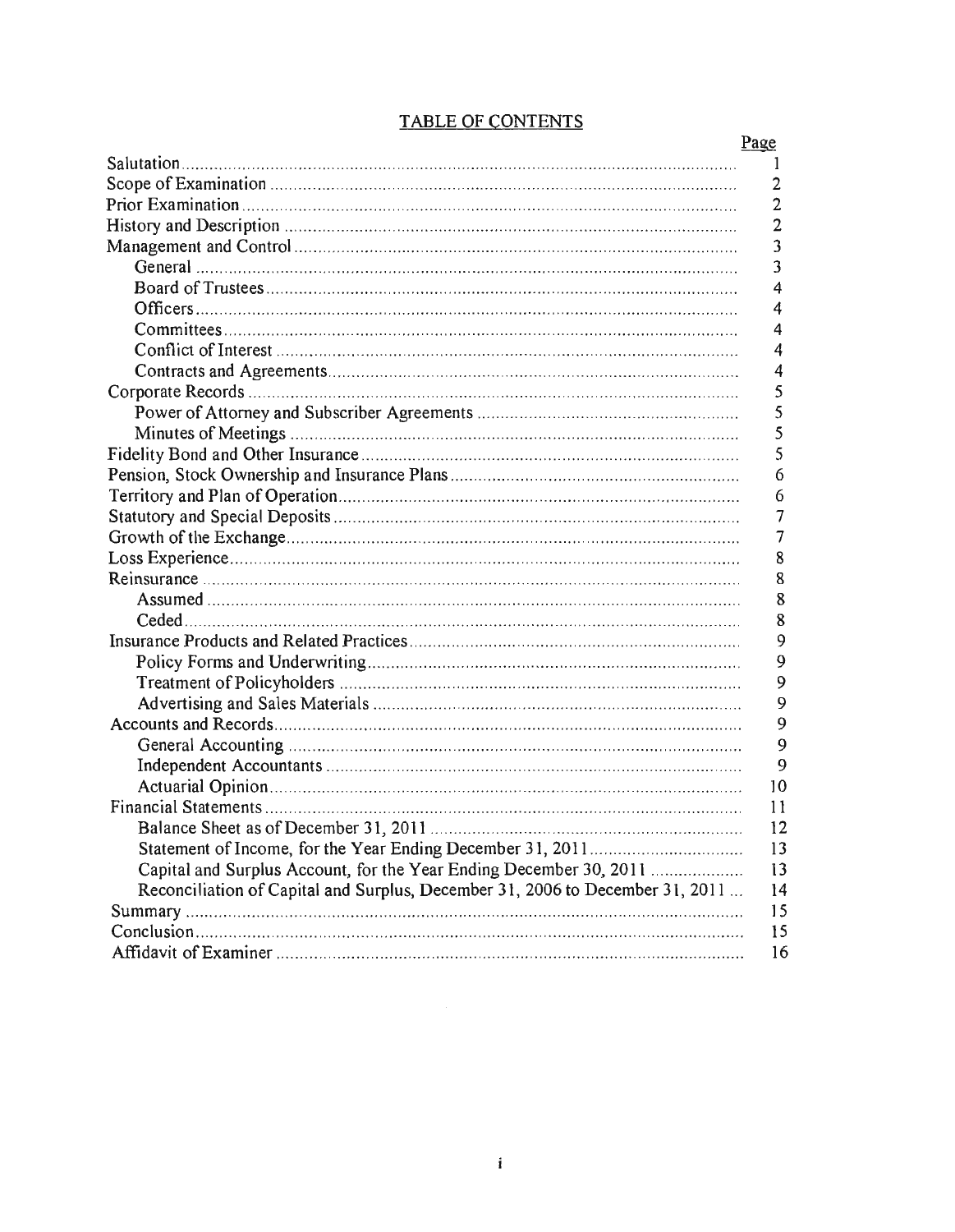# TABLE OF CONTENTS

| | Page |
|---|---|
| Salutation | 1 |
| Scope of Examination | 2 |
| Prior Examination | 2 |
| History and Description | 2 |
| Management and Control | 3 |
| General | 3 |
| Board of Trustees | 4 |
| Officers | 4 |
| Committees | 4 |
| Conflict of Interest | 4 |
| Contracts and Agreements | 4 |
| Corporate Records | 5 |
| Power of Attorney and Subscriber Agreements | 5 |
| Minutes of Meetings | 5 |
| Fidelity Bond and Other Insurance | 5 |
| Pension, Stock Ownership and Insurance Plans | 6 |
| Territory and Plan of Operation | 6 |
| Statutory and Special Deposits | 7 |
| Growth of the Exchange | 7 |
| Loss Experience | 8 |
| Reinsurance | 8 |
| Assumed | 8 |
| Ceded | 8 |
| Insurance Products and Related Practices | 9 |
| Policy Forms and Underwriting | 9 |
| Treatment of Policyholders | 9 |
| Advertising and Sales Materials | 9 |
| Accounts and Records | 9 |
| General Accounting | 9 |
| Independent Accountants | 9 |
| Actuarial Opinion | 10 |
| Financial Statements | 11 |
| Balance Sheet as of December 31, 2011 | 12 |
| Statement of Income, for the Year Ending December 31, 2011 | 13 |
| Capital and Surplus Account, for the Year Ending December 30, 2011 | 13 |
| Reconciliation of Capital and Surplus, December 31, 2006 to December 31, 2011 | 14 |
| Summary | 15 |
| Conclusion | 15 |
| Affidavit of Examiner | 16 |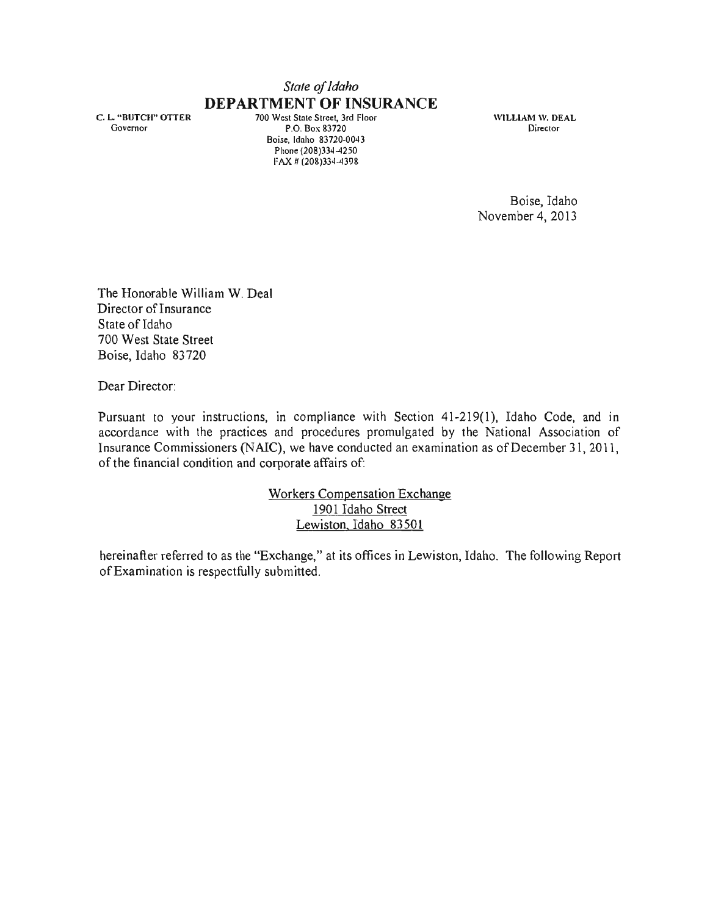*State of Idaho*

**DEPARTMENT OF INSURANCE**

C. L. "BUTCH" OTTER
Governor

700 West State Street, 3rd Floor
P.O. Box 83720
Boise, Idaho 83720-0043
Phone (208)334-4250
FAX # (208)334-4398

WILLIAM W. DEAL
Director

Boise, Idaho
November 4, 2013

The Honorable William W. Deal
Director of Insurance
State of Idaho
700 West State Street
Boise, Idaho 83720

Dear Director:

Pursuant to your instructions, in compliance with Section 41-219(1), Idaho Code, and in accordance with the practices and procedures promulgated by the National Association of Insurance Commissioners (NAIC), we have conducted an examination as of December 31, 2011, of the financial condition and corporate affairs of:

<u>Workers Compensation Exchange</u>
<u>1901 Idaho Street</u>
<u>Lewiston, Idaho 83501</u>

hereinafter referred to as the "Exchange," at its offices in Lewiston, Idaho. The following Report of Examination is respectfully submitted.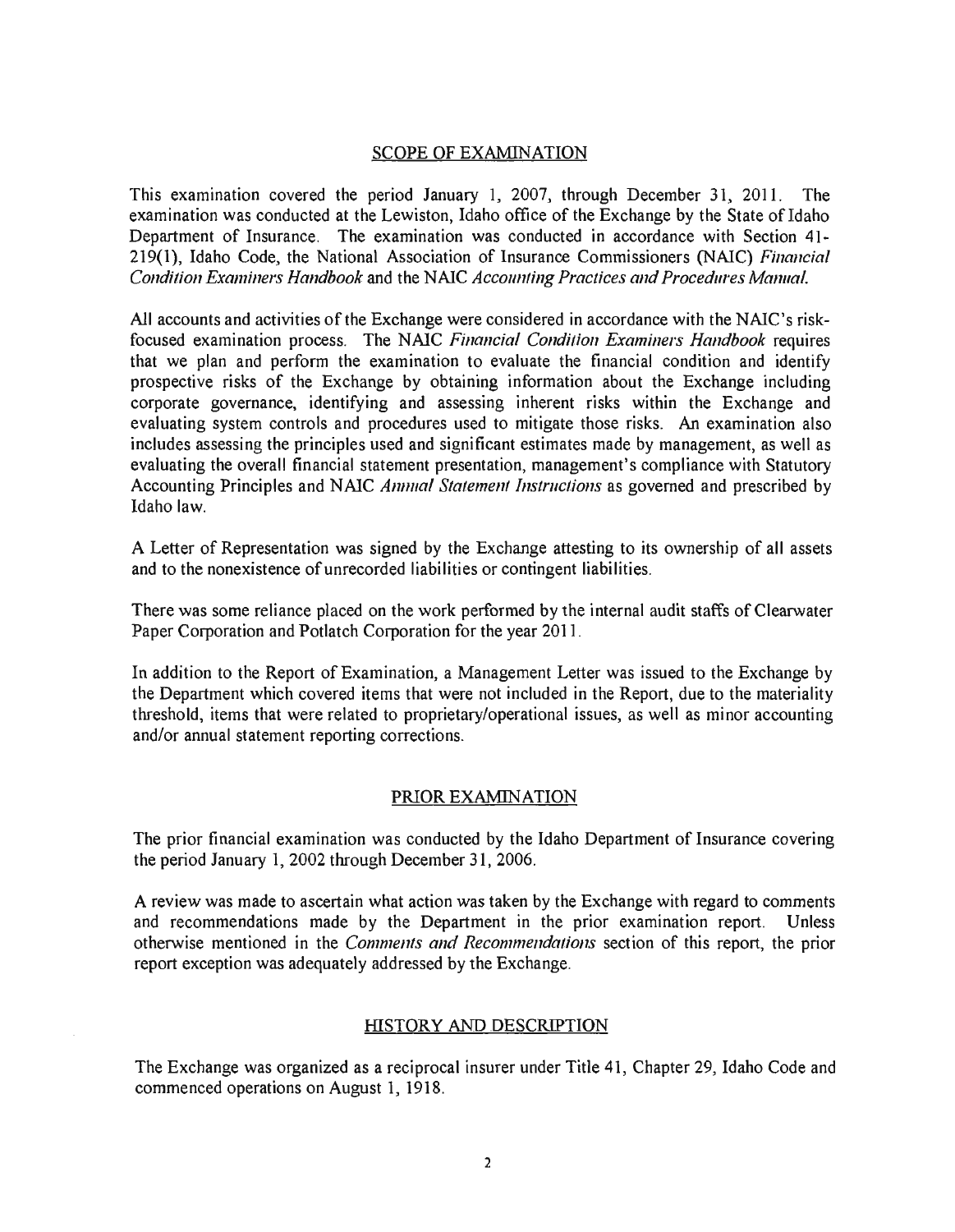## SCOPE OF EXAMINATION

This examination covered the period January 1, 2007, through December 31, 2011. The examination was conducted at the Lewiston, Idaho office of the Exchange by the State of Idaho Department of Insurance. The examination was conducted in accordance with Section 41-219(1), Idaho Code, the National Association of Insurance Commissioners (NAIC) *Financial Condition Examiners Handbook* and the NAIC *Accounting Practices and Procedures Manual.*

All accounts and activities of the Exchange were considered in accordance with the NAIC's risk-focused examination process. The NAIC *Financial Condition Examiners Handbook* requires that we plan and perform the examination to evaluate the financial condition and identify prospective risks of the Exchange by obtaining information about the Exchange including corporate governance, identifying and assessing inherent risks within the Exchange and evaluating system controls and procedures used to mitigate those risks. An examination also includes assessing the principles used and significant estimates made by management, as well as evaluating the overall financial statement presentation, management's compliance with Statutory Accounting Principles and NAIC *Annual Statement Instructions* as governed and prescribed by Idaho law.

A Letter of Representation was signed by the Exchange attesting to its ownership of all assets and to the nonexistence of unrecorded liabilities or contingent liabilities.

There was some reliance placed on the work performed by the internal audit staffs of Clearwater Paper Corporation and Potlatch Corporation for the year 2011.

In addition to the Report of Examination, a Management Letter was issued to the Exchange by the Department which covered items that were not included in the Report, due to the materiality threshold, items that were related to proprietary/operational issues, as well as minor accounting and/or annual statement reporting corrections.

## PRIOR EXAMINATION

The prior financial examination was conducted by the Idaho Department of Insurance covering the period January 1, 2002 through December 31, 2006.

A review was made to ascertain what action was taken by the Exchange with regard to comments and recommendations made by the Department in the prior examination report. Unless otherwise mentioned in the *Comments and Recommendations* section of this report, the prior report exception was adequately addressed by the Exchange.

## HISTORY AND DESCRIPTION

The Exchange was organized as a reciprocal insurer under Title 41, Chapter 29, Idaho Code and commenced operations on August 1, 1918.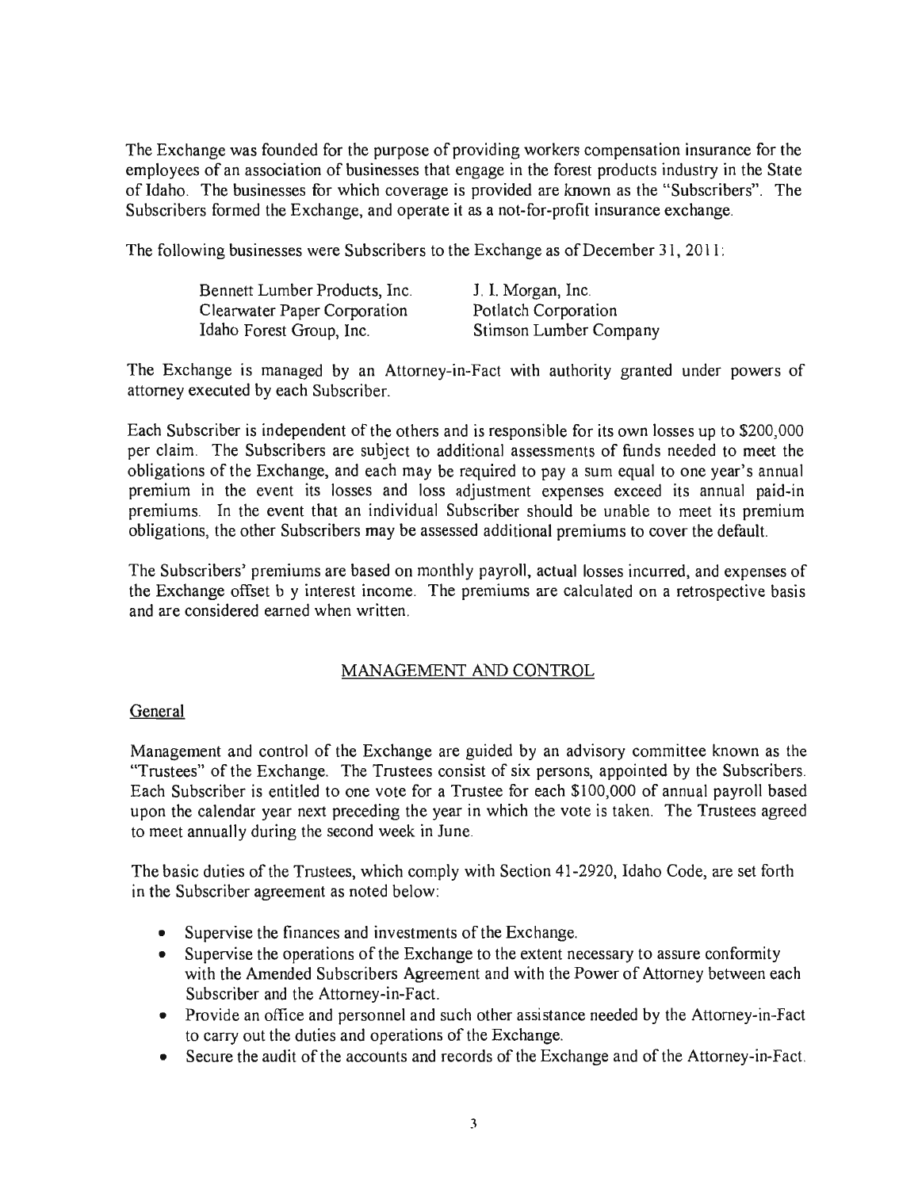The Exchange was founded for the purpose of providing workers compensation insurance for the employees of an association of businesses that engage in the forest products industry in the State of Idaho. The businesses for which coverage is provided are known as the "Subscribers". The Subscribers formed the Exchange, and operate it as a not-for-profit insurance exchange.

The following businesses were Subscribers to the Exchange as of December 31, 2011:

| | |
|---|---|
| Bennett Lumber Products, Inc. | J. I. Morgan, Inc. |
| Clearwater Paper Corporation | Potlatch Corporation |
| Idaho Forest Group, Inc. | Stimson Lumber Company |

The Exchange is managed by an Attorney-in-Fact with authority granted under powers of attorney executed by each Subscriber.

Each Subscriber is independent of the others and is responsible for its own losses up to $200,000 per claim. The Subscribers are subject to additional assessments of funds needed to meet the obligations of the Exchange, and each may be required to pay a sum equal to one year's annual premium in the event its losses and loss adjustment expenses exceed its annual paid-in premiums. In the event that an individual Subscriber should be unable to meet its premium obligations, the other Subscribers may be assessed additional premiums to cover the default.

The Subscribers' premiums are based on monthly payroll, actual losses incurred, and expenses of the Exchange offset b y interest income. The premiums are calculated on a retrospective basis and are considered earned when written.

## MANAGEMENT AND CONTROL

### General

Management and control of the Exchange are guided by an advisory committee known as the "Trustees" of the Exchange. The Trustees consist of six persons, appointed by the Subscribers. Each Subscriber is entitled to one vote for a Trustee for each $100,000 of annual payroll based upon the calendar year next preceding the year in which the vote is taken. The Trustees agreed to meet annually during the second week in June.

The basic duties of the Trustees, which comply with Section 41-2920, Idaho Code, are set forth in the Subscriber agreement as noted below:

- Supervise the finances and investments of the Exchange.
- Supervise the operations of the Exchange to the extent necessary to assure conformity with the Amended Subscribers Agreement and with the Power of Attorney between each Subscriber and the Attorney-in-Fact.
- Provide an office and personnel and such other assistance needed by the Attorney-in-Fact to carry out the duties and operations of the Exchange.
- Secure the audit of the accounts and records of the Exchange and of the Attorney-in-Fact.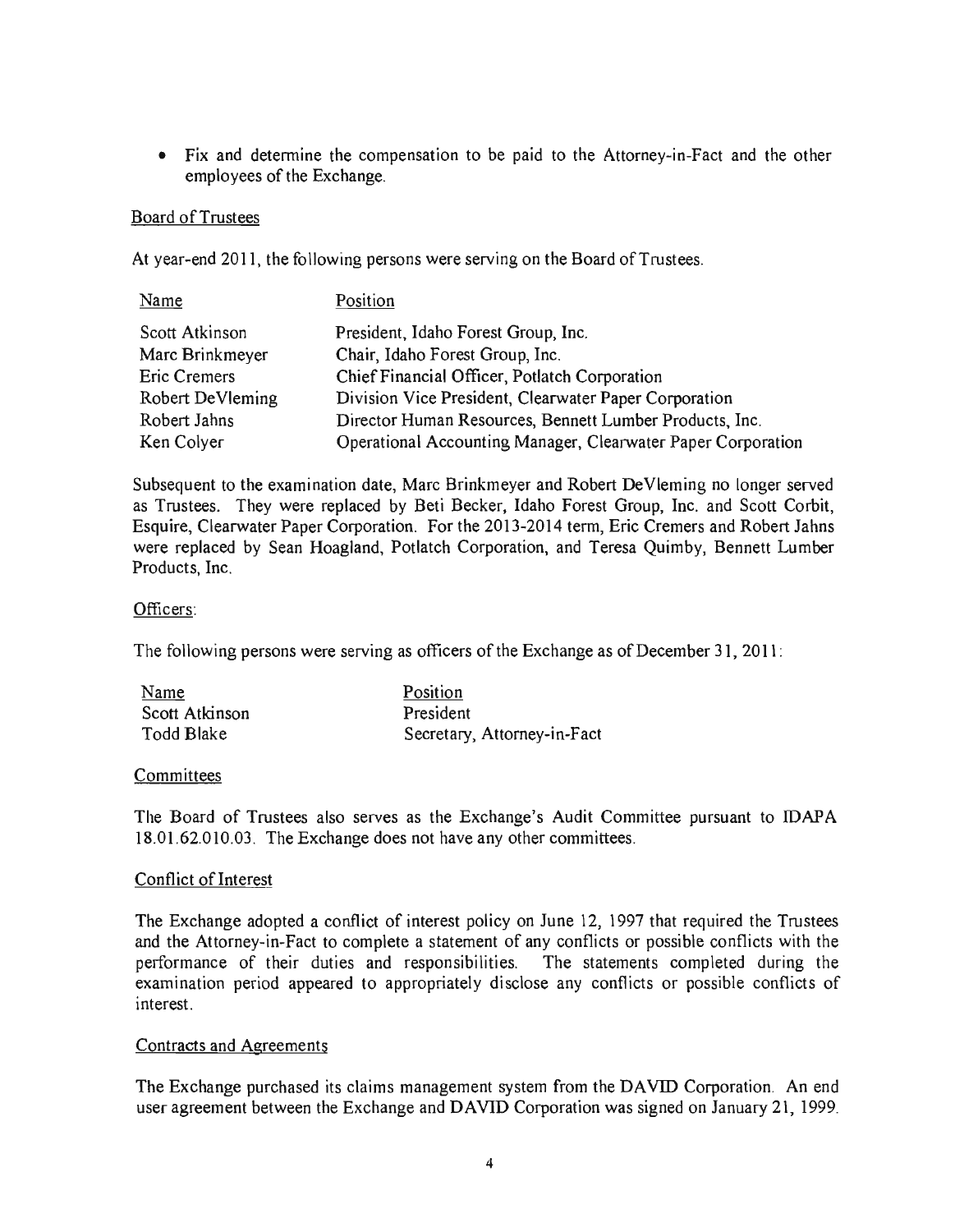- Fix and determine the compensation to be paid to the Attorney-in-Fact and the other employees of the Exchange.

## Board of Trustees

At year-end 2011, the following persons were serving on the Board of Trustees.

| Name | Position |
|---|---|
| Scott Atkinson | President, Idaho Forest Group, Inc. |
| Marc Brinkmeyer | Chair, Idaho Forest Group, Inc. |
| Eric Cremers | Chief Financial Officer, Potlatch Corporation |
| Robert DeVleming | Division Vice President, Clearwater Paper Corporation |
| Robert Jahns | Director Human Resources, Bennett Lumber Products, Inc. |
| Ken Colyer | Operational Accounting Manager, Clearwater Paper Corporation |

Subsequent to the examination date, Marc Brinkmeyer and Robert DeVleming no longer served as Trustees. They were replaced by Beti Becker, Idaho Forest Group, Inc. and Scott Corbit, Esquire, Clearwater Paper Corporation. For the 2013-2014 term, Eric Cremers and Robert Jahns were replaced by Sean Hoagland, Potlatch Corporation, and Teresa Quimby, Bennett Lumber Products, Inc.

## Officers:

The following persons were serving as officers of the Exchange as of December 31, 2011:

| Name | Position |
|---|---|
| Scott Atkinson | President |
| Todd Blake | Secretary, Attorney-in-Fact |

## Committees

The Board of Trustees also serves as the Exchange's Audit Committee pursuant to IDAPA 18.01.62.010.03. The Exchange does not have any other committees.

## Conflict of Interest

The Exchange adopted a conflict of interest policy on June 12, 1997 that required the Trustees and the Attorney-in-Fact to complete a statement of any conflicts or possible conflicts with the performance of their duties and responsibilities. The statements completed during the examination period appeared to appropriately disclose any conflicts or possible conflicts of interest.

## Contracts and Agreements

The Exchange purchased its claims management system from the DAVID Corporation. An end user agreement between the Exchange and DAVID Corporation was signed on January 21, 1999.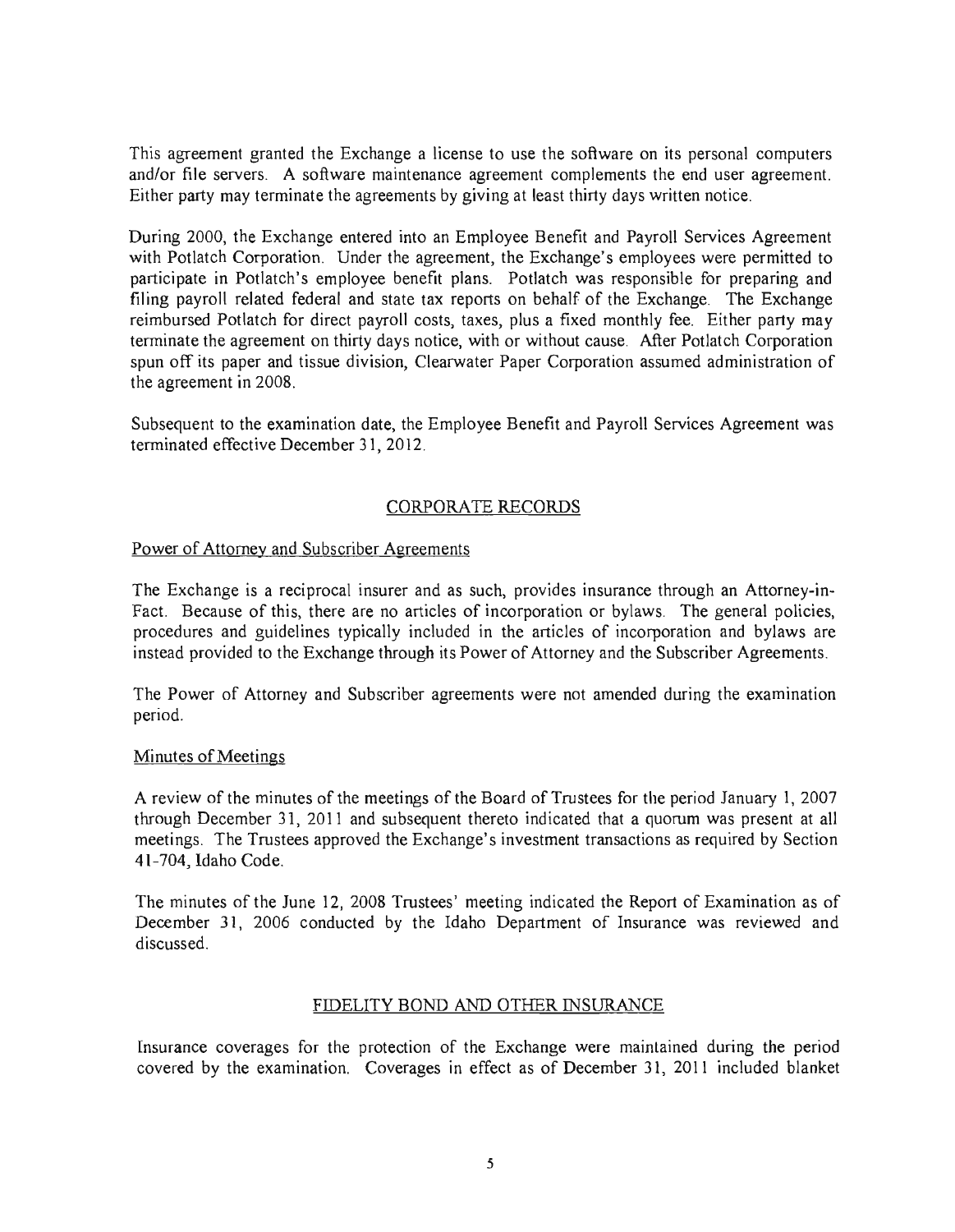This agreement granted the Exchange a license to use the software on its personal computers and/or file servers. A software maintenance agreement complements the end user agreement. Either party may terminate the agreements by giving at least thirty days written notice.

During 2000, the Exchange entered into an Employee Benefit and Payroll Services Agreement with Potlatch Corporation. Under the agreement, the Exchange's employees were permitted to participate in Potlatch's employee benefit plans. Potlatch was responsible for preparing and filing payroll related federal and state tax reports on behalf of the Exchange. The Exchange reimbursed Potlatch for direct payroll costs, taxes, plus a fixed monthly fee. Either party may terminate the agreement on thirty days notice, with or without cause. After Potlatch Corporation spun off its paper and tissue division, Clearwater Paper Corporation assumed administration of the agreement in 2008.

Subsequent to the examination date, the Employee Benefit and Payroll Services Agreement was terminated effective December 31, 2012.

## CORPORATE RECORDS

### Power of Attorney and Subscriber Agreements

The Exchange is a reciprocal insurer and as such, provides insurance through an Attorney-in-Fact. Because of this, there are no articles of incorporation or bylaws. The general policies, procedures and guidelines typically included in the articles of incorporation and bylaws are instead provided to the Exchange through its Power of Attorney and the Subscriber Agreements.

The Power of Attorney and Subscriber agreements were not amended during the examination period.

### Minutes of Meetings

A review of the minutes of the meetings of the Board of Trustees for the period January 1, 2007 through December 31, 2011 and subsequent thereto indicated that a quorum was present at all meetings. The Trustees approved the Exchange's investment transactions as required by Section 41-704, Idaho Code.

The minutes of the June 12, 2008 Trustees' meeting indicated the Report of Examination as of December 31, 2006 conducted by the Idaho Department of Insurance was reviewed and discussed.

## FIDELITY BOND AND OTHER INSURANCE

Insurance coverages for the protection of the Exchange were maintained during the period covered by the examination. Coverages in effect as of December 31, 2011 included blanket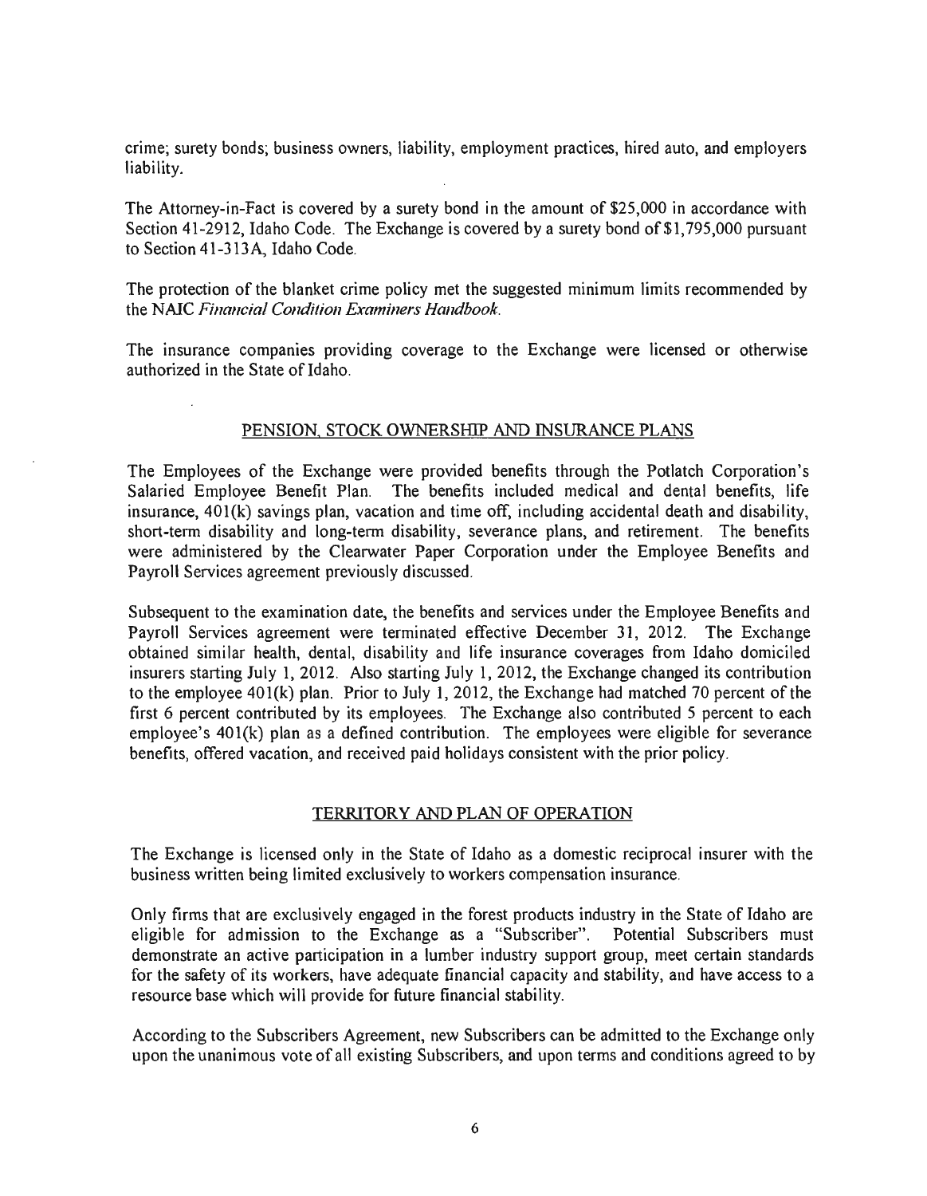crime; surety bonds; business owners, liability, employment practices, hired auto, and employers liability.

The Attorney-in-Fact is covered by a surety bond in the amount of $25,000 in accordance with Section 41-2912, Idaho Code. The Exchange is covered by a surety bond of $1,795,000 pursuant to Section 41-313A, Idaho Code.

The protection of the blanket crime policy met the suggested minimum limits recommended by the NAIC *Financial Condition Examiners Handbook*.

The insurance companies providing coverage to the Exchange were licensed or otherwise authorized in the State of Idaho.

## PENSION, STOCK OWNERSHIP AND INSURANCE PLANS

The Employees of the Exchange were provided benefits through the Potlatch Corporation's Salaried Employee Benefit Plan. The benefits included medical and dental benefits, life insurance, 401(k) savings plan, vacation and time off, including accidental death and disability, short-term disability and long-term disability, severance plans, and retirement. The benefits were administered by the Clearwater Paper Corporation under the Employee Benefits and Payroll Services agreement previously discussed.

Subsequent to the examination date, the benefits and services under the Employee Benefits and Payroll Services agreement were terminated effective December 31, 2012. The Exchange obtained similar health, dental, disability and life insurance coverages from Idaho domiciled insurers starting July 1, 2012. Also starting July 1, 2012, the Exchange changed its contribution to the employee 401(k) plan. Prior to July 1, 2012, the Exchange had matched 70 percent of the first 6 percent contributed by its employees. The Exchange also contributed 5 percent to each employee's 401(k) plan as a defined contribution. The employees were eligible for severance benefits, offered vacation, and received paid holidays consistent with the prior policy.

## TERRITORY AND PLAN OF OPERATION

The Exchange is licensed only in the State of Idaho as a domestic reciprocal insurer with the business written being limited exclusively to workers compensation insurance.

Only firms that are exclusively engaged in the forest products industry in the State of Idaho are eligible for admission to the Exchange as a "Subscriber". Potential Subscribers must demonstrate an active participation in a lumber industry support group, meet certain standards for the safety of its workers, have adequate financial capacity and stability, and have access to a resource base which will provide for future financial stability.

According to the Subscribers Agreement, new Subscribers can be admitted to the Exchange only upon the unanimous vote of all existing Subscribers, and upon terms and conditions agreed to by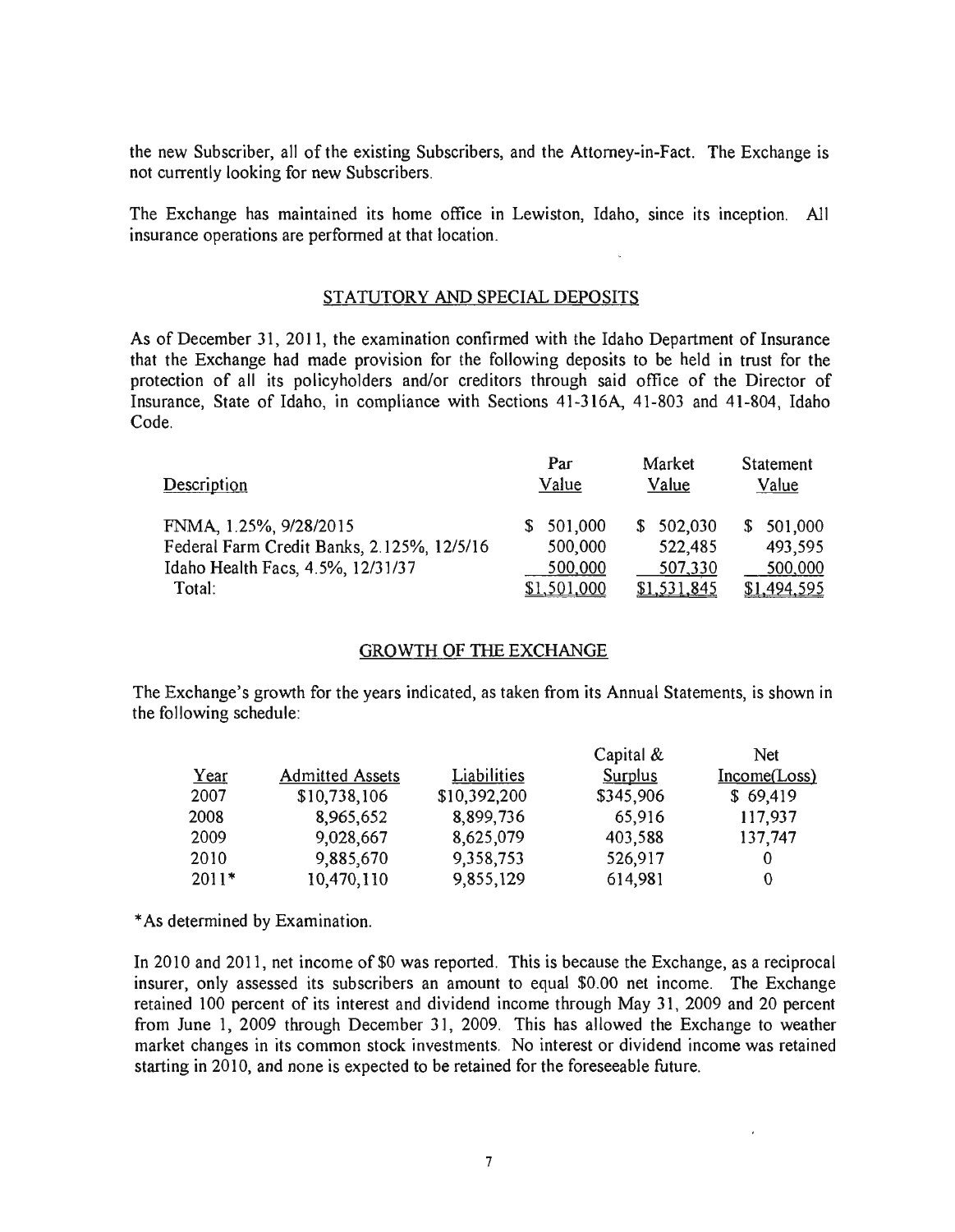the new Subscriber, all of the existing Subscribers, and the Attorney-in-Fact. The Exchange is not currently looking for new Subscribers.

The Exchange has maintained its home office in Lewiston, Idaho, since its inception. All insurance operations are performed at that location.

## STATUTORY AND SPECIAL DEPOSITS

As of December 31, 2011, the examination confirmed with the Idaho Department of Insurance that the Exchange had made provision for the following deposits to be held in trust for the protection of all its policyholders and/or creditors through said office of the Director of Insurance, State of Idaho, in compliance with Sections 41-316A, 41-803 and 41-804, Idaho Code.

| Description | Par Value | Market Value | Statement Value |
|---|---|---|---|
| FNMA, 1.25%, 9/28/2015 | $ 501,000 | $ 502,030 | $ 501,000 |
| Federal Farm Credit Banks, 2.125%, 12/5/16 | 500,000 | 522,485 | 493,595 |
| Idaho Health Facs, 4.5%, 12/31/37 | 500,000 | 507,330 | 500,000 |
| Total: | $1,501,000 | $1,531,845 | $1,494,595 |

## GROWTH OF THE EXCHANGE

The Exchange's growth for the years indicated, as taken from its Annual Statements, is shown in the following schedule:

| Year | Admitted Assets | Liabilities | Capital & Surplus | Net Income(Loss) |
|---|---|---|---|---|
| 2007 | $10,738,106 | $10,392,200 | $345,906 | $ 69,419 |
| 2008 | 8,965,652 | 8,899,736 | 65,916 | 117,937 |
| 2009 | 9,028,667 | 8,625,079 | 403,588 | 137,747 |
| 2010 | 9,885,670 | 9,358,753 | 526,917 | 0 |
| 2011* | 10,470,110 | 9,855,129 | 614,981 | 0 |

*As determined by Examination.

In 2010 and 2011, net income of $0 was reported. This is because the Exchange, as a reciprocal insurer, only assessed its subscribers an amount to equal $0.00 net income. The Exchange retained 100 percent of its interest and dividend income through May 31, 2009 and 20 percent from June 1, 2009 through December 31, 2009. This has allowed the Exchange to weather market changes in its common stock investments. No interest or dividend income was retained starting in 2010, and none is expected to be retained for the foreseeable future.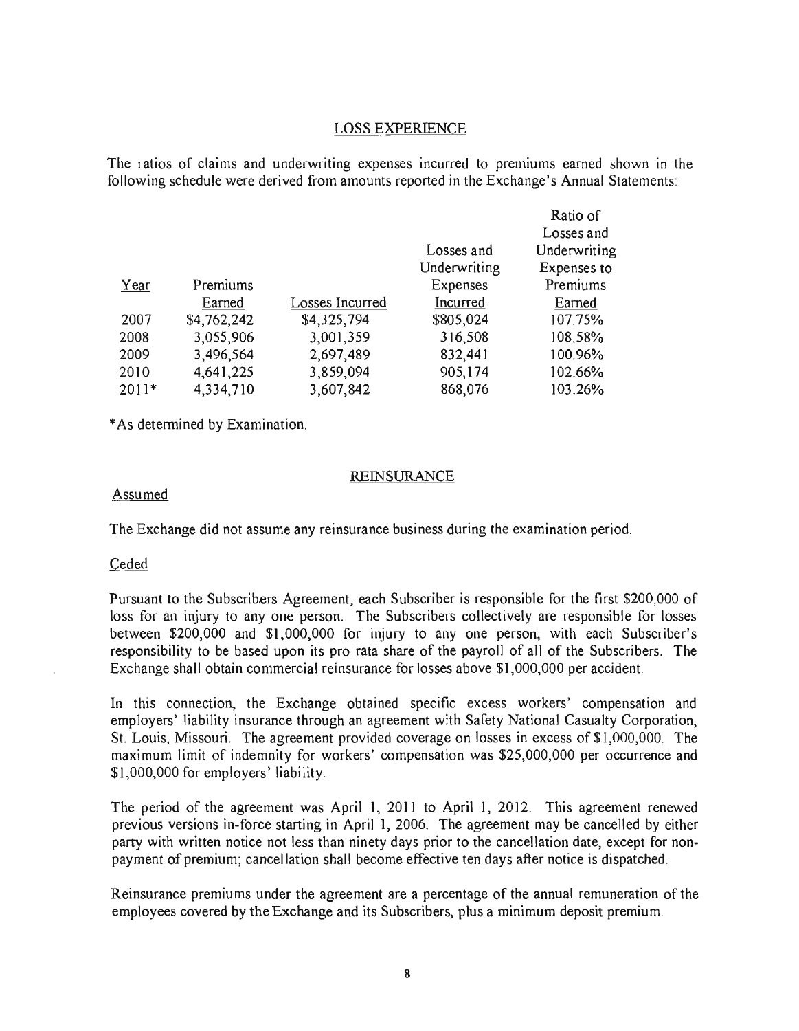## LOSS EXPERIENCE

The ratios of claims and underwriting expenses incurred to premiums earned shown in the following schedule were derived from amounts reported in the Exchange's Annual Statements:

| Year | Premiums Earned | Losses Incurred | Losses and Underwriting Expenses Incurred | Ratio of Losses and Underwriting Expenses to Premiums Earned |
|---|---|---|---|---|
| 2007 | $4,762,242 | $4,325,794 | $805,024 | 107.75% |
| 2008 | 3,055,906 | 3,001,359 | 316,508 | 108.58% |
| 2009 | 3,496,564 | 2,697,489 | 832,441 | 100.96% |
| 2010 | 4,641,225 | 3,859,094 | 905,174 | 102.66% |
| 2011* | 4,334,710 | 3,607,842 | 868,076 | 103.26% |

*As determined by Examination.

## REINSURANCE

### Assumed

The Exchange did not assume any reinsurance business during the examination period.

### Ceded

Pursuant to the Subscribers Agreement, each Subscriber is responsible for the first $200,000 of loss for an injury to any one person. The Subscribers collectively are responsible for losses between $200,000 and $1,000,000 for injury to any one person, with each Subscriber's responsibility to be based upon its pro rata share of the payroll of all of the Subscribers. The Exchange shall obtain commercial reinsurance for losses above $1,000,000 per accident.

In this connection, the Exchange obtained specific excess workers' compensation and employers' liability insurance through an agreement with Safety National Casualty Corporation, St. Louis, Missouri. The agreement provided coverage on losses in excess of $1,000,000. The maximum limit of indemnity for workers' compensation was $25,000,000 per occurrence and $1,000,000 for employers' liability.

The period of the agreement was April 1, 2011 to April 1, 2012. This agreement renewed previous versions in-force starting in April 1, 2006. The agreement may be cancelled by either party with written notice not less than ninety days prior to the cancellation date, except for non-payment of premium; cancellation shall become effective ten days after notice is dispatched.

Reinsurance premiums under the agreement are a percentage of the annual remuneration of the employees covered by the Exchange and its Subscribers, plus a minimum deposit premium.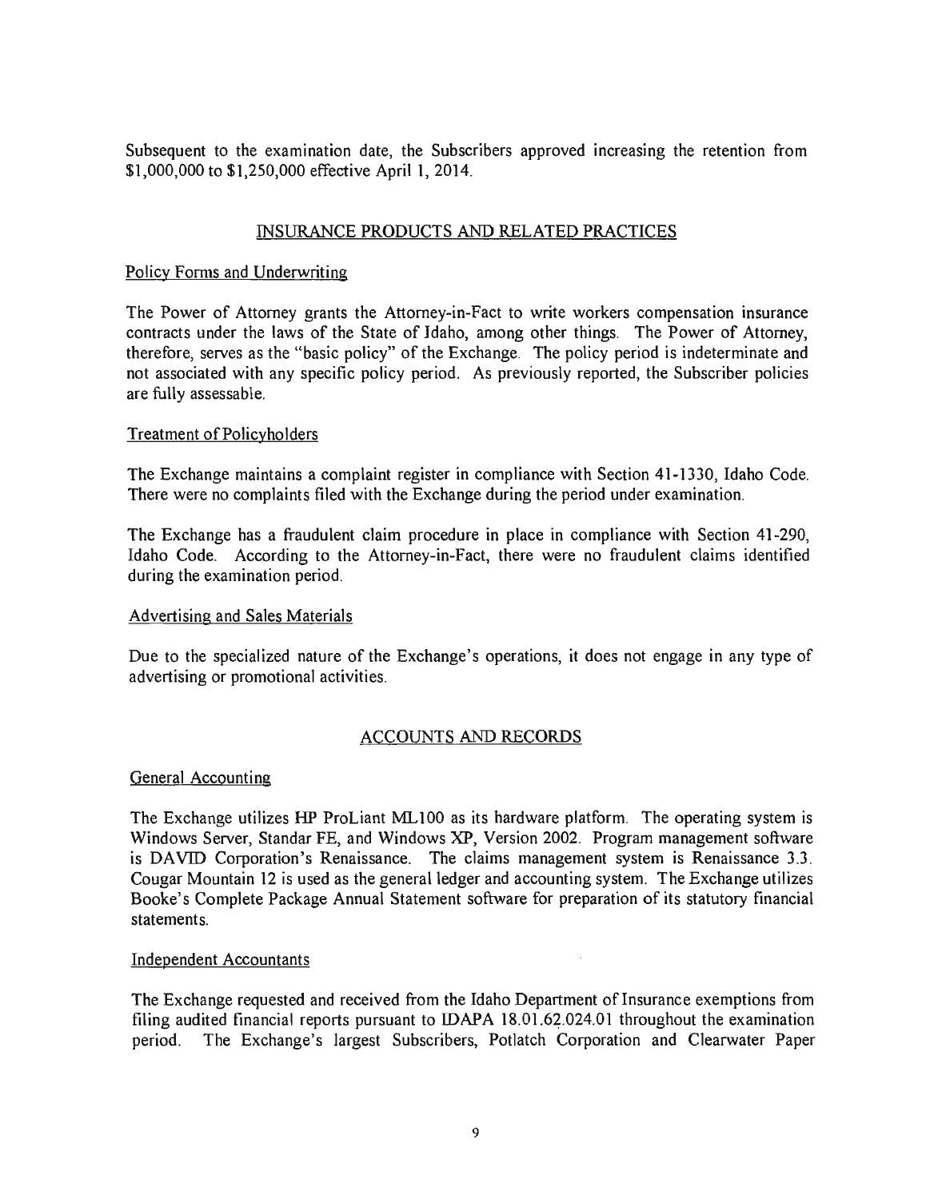Subsequent to the examination date, the Subscribers approved increasing the retention from $1,000,000 to $1,250,000 effective April 1, 2014.

## INSURANCE PRODUCTS AND RELATED PRACTICES

### Policy Forms and Underwriting

The Power of Attorney grants the Attorney-in-Fact to write workers compensation insurance contracts under the laws of the State of Idaho, among other things. The Power of Attorney, therefore, serves as the "basic policy" of the Exchange. The policy period is indeterminate and not associated with any specific policy period. As previously reported, the Subscriber policies are fully assessable.

### Treatment of Policyholders

The Exchange maintains a complaint register in compliance with Section 41-1330, Idaho Code. There were no complaints filed with the Exchange during the period under examination.

The Exchange has a fraudulent claim procedure in place in compliance with Section 41-290, Idaho Code. According to the Attorney-in-Fact, there were no fraudulent claims identified during the examination period.

### Advertising and Sales Materials

Due to the specialized nature of the Exchange's operations, it does not engage in any type of advertising or promotional activities.

## ACCOUNTS AND RECORDS

### General Accounting

The Exchange utilizes HP ProLiant ML100 as its hardware platform. The operating system is Windows Server, Standar FE, and Windows XP, Version 2002. Program management software is DAVID Corporation's Renaissance. The claims management system is Renaissance 3.3. Cougar Mountain 12 is used as the general ledger and accounting system. The Exchange utilizes Booke's Complete Package Annual Statement software for preparation of its statutory financial statements.

### Independent Accountants

The Exchange requested and received from the Idaho Department of Insurance exemptions from filing audited financial reports pursuant to IDAPA 18.01.62.024.01 throughout the examination period. The Exchange's largest Subscribers, Potlatch Corporation and Clearwater Paper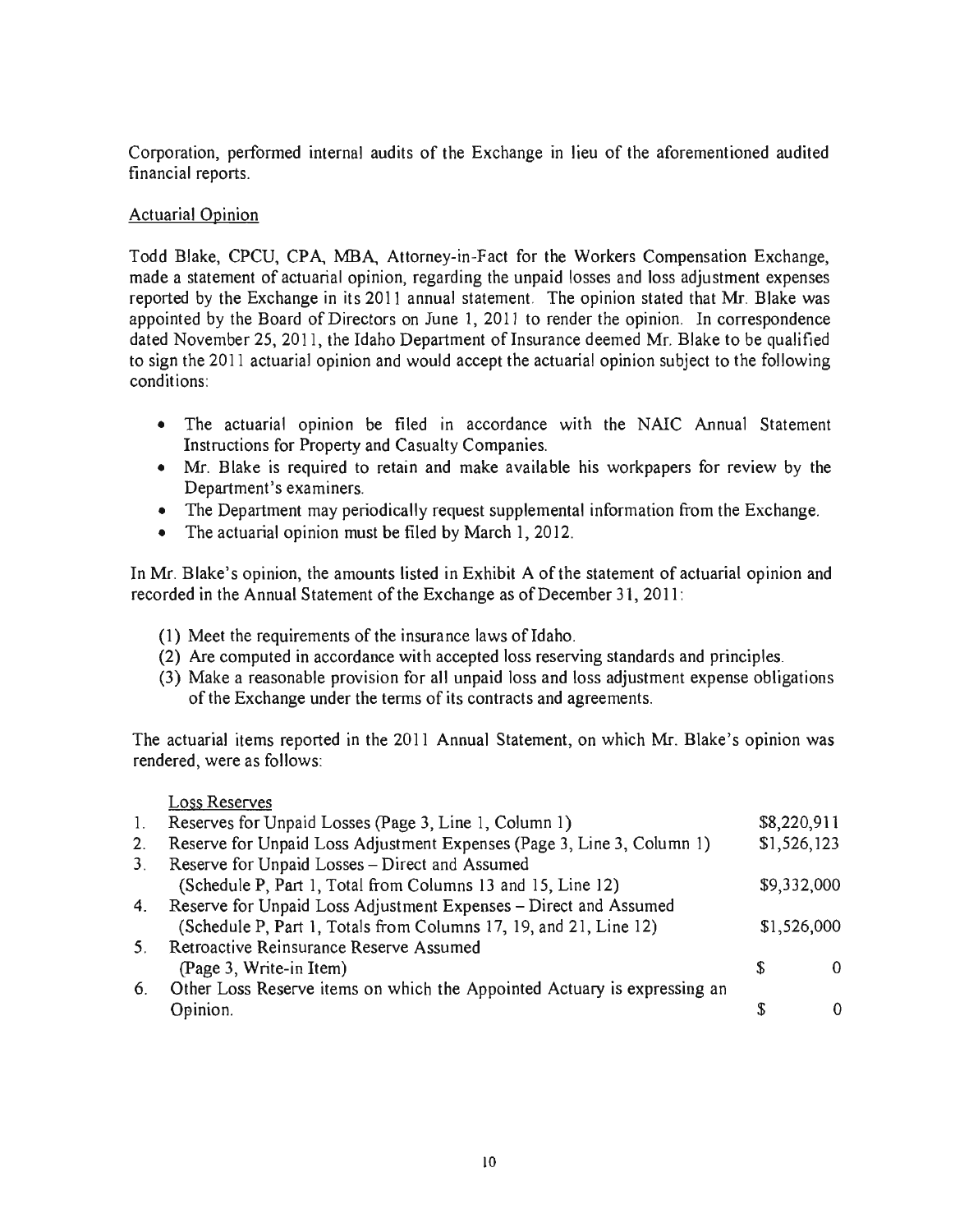Corporation, performed internal audits of the Exchange in lieu of the aforementioned audited financial reports.

Actuarial Opinion

Todd Blake, CPCU, CPA, MBA, Attorney-in-Fact for the Workers Compensation Exchange, made a statement of actuarial opinion, regarding the unpaid losses and loss adjustment expenses reported by the Exchange in its 2011 annual statement. The opinion stated that Mr. Blake was appointed by the Board of Directors on June 1, 2011 to render the opinion. In correspondence dated November 25, 2011, the Idaho Department of Insurance deemed Mr. Blake to be qualified to sign the 2011 actuarial opinion and would accept the actuarial opinion subject to the following conditions:

- The actuarial opinion be filed in accordance with the NAIC Annual Statement Instructions for Property and Casualty Companies.
- Mr. Blake is required to retain and make available his workpapers for review by the Department's examiners.
- The Department may periodically request supplemental information from the Exchange.
- The actuarial opinion must be filed by March 1, 2012.

In Mr. Blake's opinion, the amounts listed in Exhibit A of the statement of actuarial opinion and recorded in the Annual Statement of the Exchange as of December 31, 2011:

(1) Meet the requirements of the insurance laws of Idaho.
(2) Are computed in accordance with accepted loss reserving standards and principles.
(3) Make a reasonable provision for all unpaid loss and loss adjustment expense obligations of the Exchange under the terms of its contracts and agreements.

The actuarial items reported in the 2011 Annual Statement, on which Mr. Blake's opinion was rendered, were as follows:

| | Loss Reserves | |
|---|---|---|
| 1. | Reserves for Unpaid Losses (Page 3, Line 1, Column 1) | $8,220,911 |
| 2. | Reserve for Unpaid Loss Adjustment Expenses (Page 3, Line 3, Column 1) | $1,526,123 |
| 3. | Reserve for Unpaid Losses – Direct and Assumed (Schedule P, Part 1, Total from Columns 13 and 15, Line 12) | $9,332,000 |
| 4. | Reserve for Unpaid Loss Adjustment Expenses – Direct and Assumed (Schedule P, Part 1, Totals from Columns 17, 19, and 21, Line 12) | $1,526,000 |
| 5. | Retroactive Reinsurance Reserve Assumed (Page 3, Write-in Item) | $ 0 |
| 6. | Other Loss Reserve items on which the Appointed Actuary is expressing an Opinion. | $ 0 |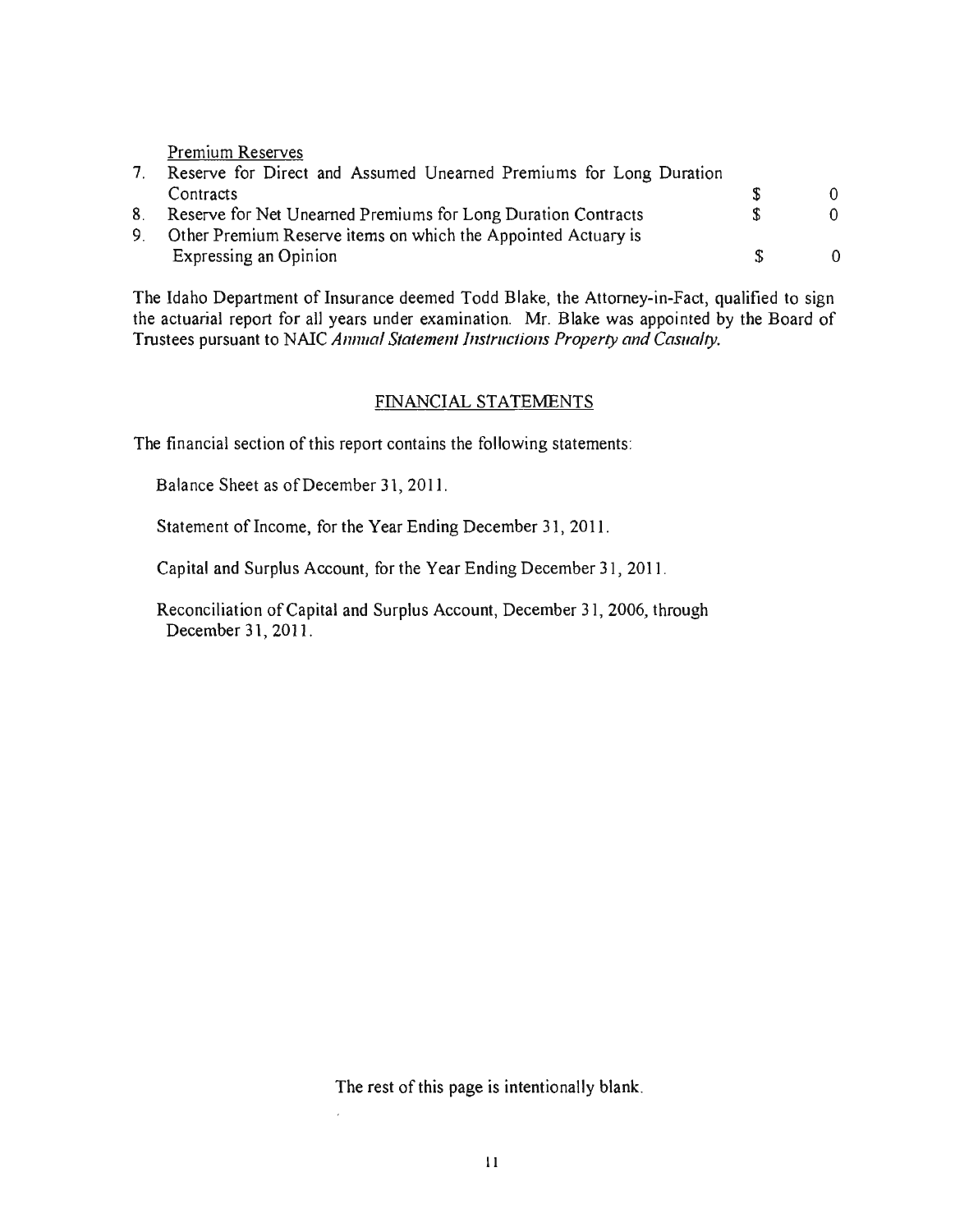Premium Reserves

| | | | |
|---|---|---|---|
| 7. | Reserve for Direct and Assumed Unearned Premiums for Long Duration Contracts | $ | 0 |
| 8. | Reserve for Net Unearned Premiums for Long Duration Contracts | $ | 0 |
| 9. | Other Premium Reserve items on which the Appointed Actuary is Expressing an Opinion | $ | 0 |

The Idaho Department of Insurance deemed Todd Blake, the Attorney-in-Fact, qualified to sign the actuarial report for all years under examination. Mr. Blake was appointed by the Board of Trustees pursuant to NAIC *Annual Statement Instructions Property and Casualty*.

## FINANCIAL STATEMENTS

The financial section of this report contains the following statements:

Balance Sheet as of December 31, 2011.

Statement of Income, for the Year Ending December 31, 2011.

Capital and Surplus Account, for the Year Ending December 31, 2011.

Reconciliation of Capital and Surplus Account, December 31, 2006, through December 31, 2011.

The rest of this page is intentionally blank.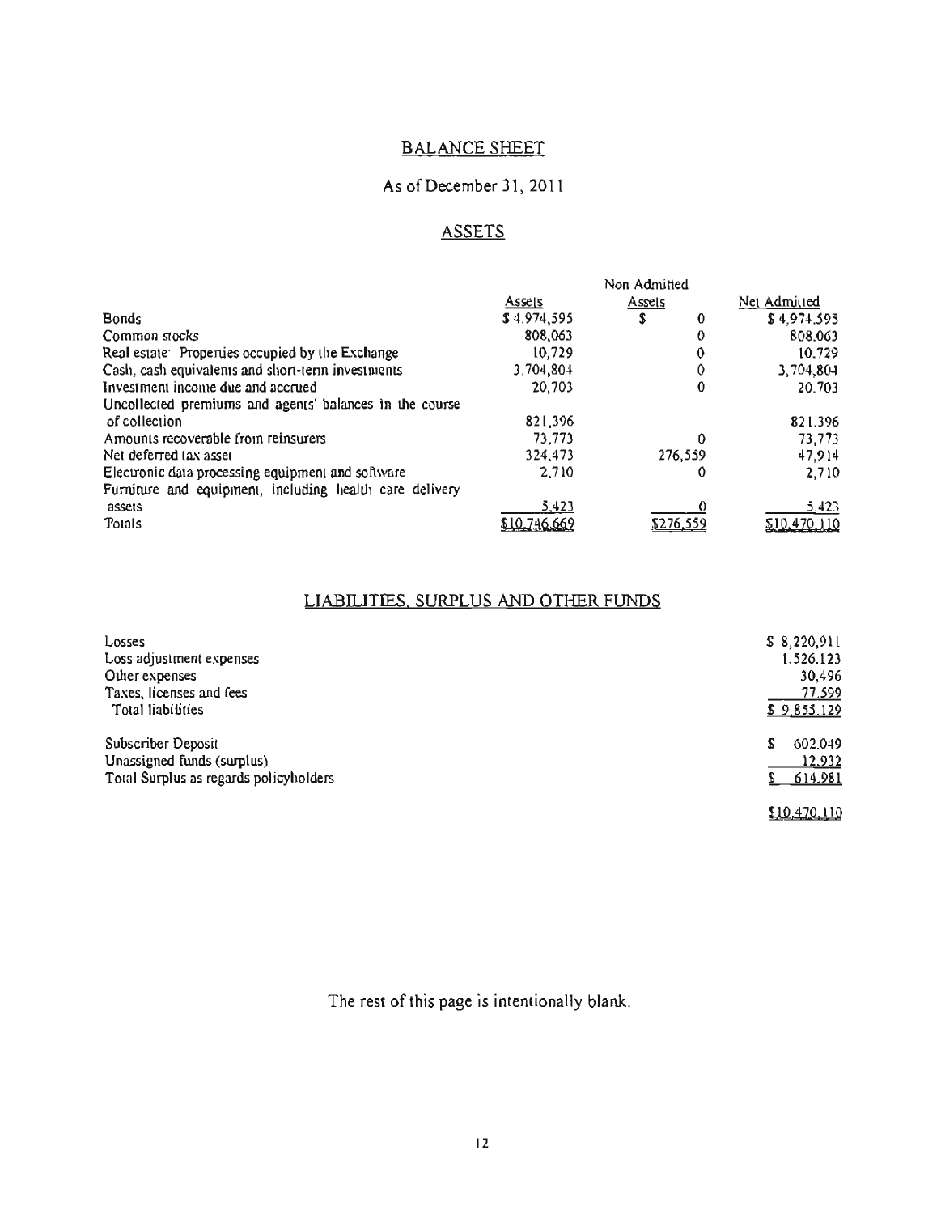# BALANCE SHEET

## As of December 31, 2011

## ASSETS

| | Assets | Non Admitted Assets | Net Admitted |
|---|---|---|---|
| Bonds | $ 4,974,595 | $ 0 | $ 4,974,595 |
| Common stocks | 808,063 | 0 | 808,063 |
| Real estate: Properties occupied by the Exchange | 10,729 | 0 | 10,729 |
| Cash, cash equivalents and short-term investments | 3,704,804 | 0 | 3,704,804 |
| Investment income due and accrued | 20,703 | 0 | 20,703 |
| Uncollected premiums and agents' balances in the course of collection | 821,396 | | 821,396 |
| Amounts recoverable from reinsurers | 73,773 | 0 | 73,773 |
| Net deferred tax asset | 324,473 | 276,559 | 47,914 |
| Electronic data processing equipment and software | 2,710 | 0 | 2,710 |
| Furniture and equipment, including health care delivery assets | 5,423 | 0 | 5,423 |
| Totals | $10,746,669 | $276,559 | $10,470,110 |

## LIABILITIES, SURPLUS AND OTHER FUNDS

| | |
|---|---|
| Losses | $ 8,220,911 |
| Loss adjustment expenses | 1,526,123 |
| Other expenses | 30,496 |
| Taxes, licenses and fees | 77,599 |
| Total liabilities | $ 9,855,129 |
| | |
| Subscriber Deposit | $ 602,049 |
| Unassigned funds (surplus) | 12,932 |
| Total Surplus as regards policyholders | $ 614,981 |
| | |
| | $10,470,110 |

The rest of this page is intentionally blank.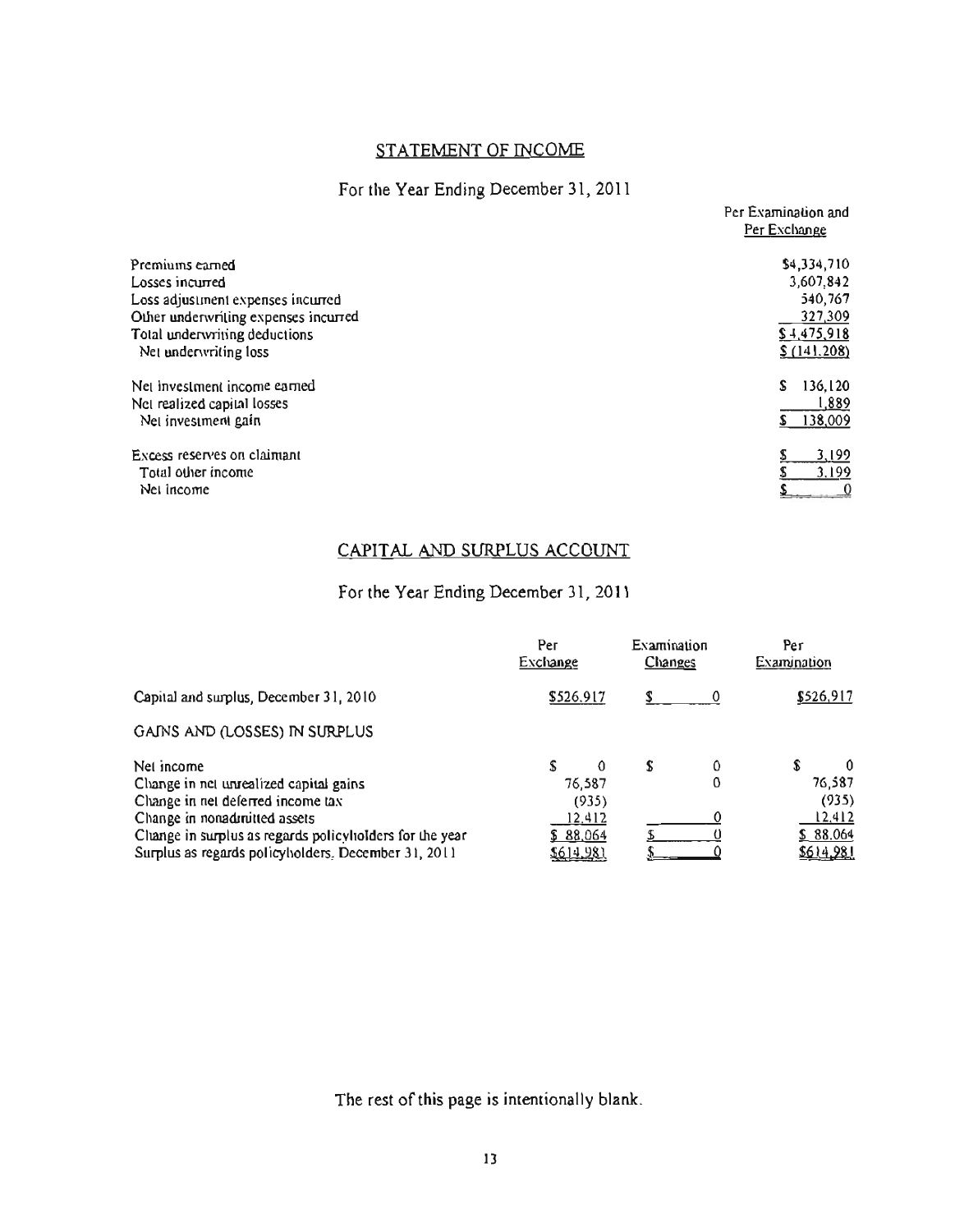## STATEMENT OF INCOME

For the Year Ending December 31, 2011

| | Per Examination and Per Exchange |
|---|---|
| Premiums earned | $4,334,710 |
| Losses incurred | 3,607,842 |
| Loss adjustment expenses incurred | 540,767 |
| Other underwriting expenses incurred | 327,309 |
| Total underwriting deductions | $4,475,918 |
| Net underwriting loss | $ (141,208) |
| | |
| Net investment income earned | $ 136,120 |
| Net realized capital losses | 1,889 |
| Net investment gain | $ 138,009 |
| | |
| Excess reserves on claimant | $ 3,199 |
| Total other income | $ 3,199 |
| Net income | $ 0 |

## CAPITAL AND SURPLUS ACCOUNT

For the Year Ending December 31, 2011

| | Per Exchange | Examination Changes | Per Examination |
|---|---|---|---|
| Capital and surplus, December 31, 2010 | $526,917 | $ 0 | $526,917 |
| GAINS AND (LOSSES) IN SURPLUS | | | |
| Net income | $ 0 | $ 0 | $ 0 |
| Change in net unrealized capital gains | 76,587 | 0 | 76,587 |
| Change in net deferred income tax | (935) | | (935) |
| Change in nonadmitted assets | 12,412 | 0 | 12,412 |
| Change in surplus as regards policyholders for the year | $ 88,064 | $ 0 | $ 88,064 |
| Surplus as regards policyholders, December 31, 2011 | $614,981 | $ 0 | $614,981 |

The rest of this page is intentionally blank.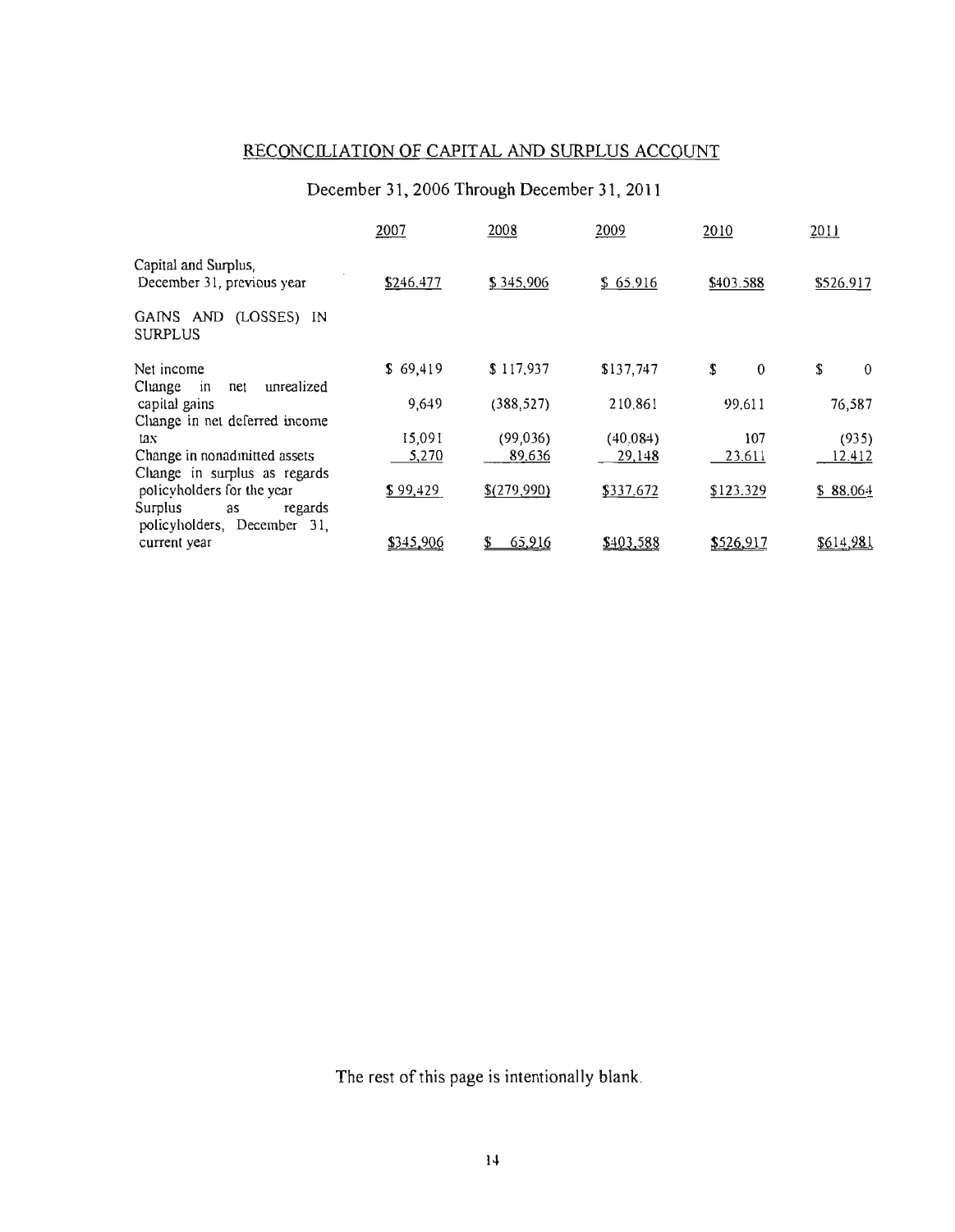## RECONCILIATION OF CAPITAL AND SURPLUS ACCOUNT

December 31, 2006 Through December 31, 2011

| | 2007 | 2008 | 2009 | 2010 | 2011 |
|---|---|---|---|---|---|
| Capital and Surplus, December 31, previous year | $246,477 | $ 345,906 | $ 65,916 | $403,588 | $526,917 |
| GAINS AND (LOSSES) IN SURPLUS | | | | | |
| Net income | $ 69,419 | $ 117,937 | $137,747 | $ 0 | $ 0 |
| Change in net unrealized capital gains | 9,649 | (388,527) | 210,861 | 99,611 | 76,587 |
| Change in net deferred income tax | 15,091 | (99,036) | (40,084) | 107 | (935) |
| Change in nonadmitted assets | 5,270 | 89,636 | 29,148 | 23,611 | 12,412 |
| Change in surplus as regards policyholders for the year | $ 99,429 | $(279,990) | $337,672 | $123,329 | $ 88,064 |
| Surplus as regards policyholders, December 31, current year | $345,906 | $ 65,916 | $403,588 | $526,917 | $614,981 |

The rest of this page is intentionally blank.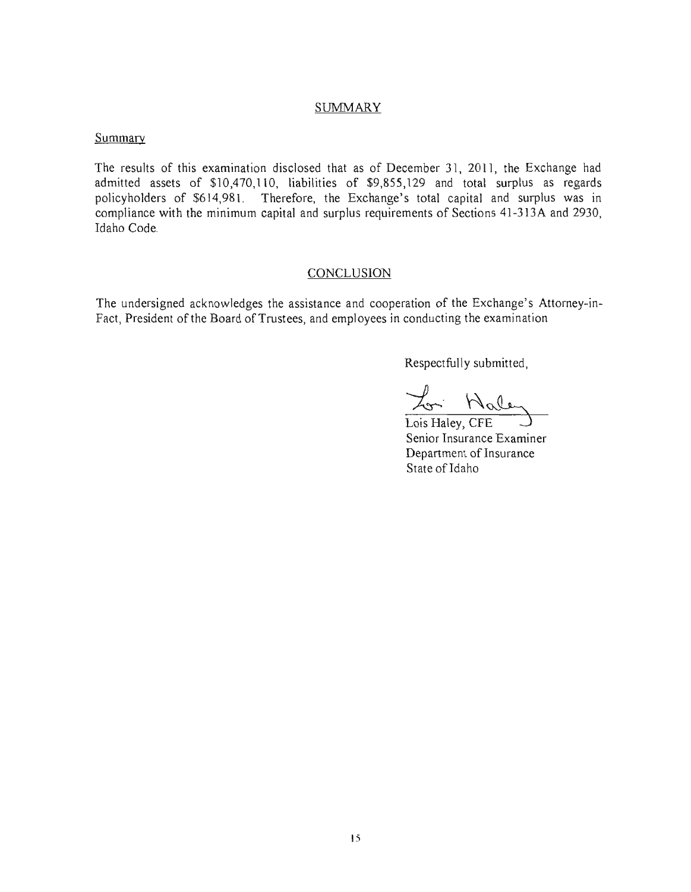## SUMMARY

Summary

The results of this examination disclosed that as of December 31, 2011, the Exchange had admitted assets of $10,470,110, liabilities of $9,855,129 and total surplus as regards policyholders of $614,981. Therefore, the Exchange's total capital and surplus was in compliance with the minimum capital and surplus requirements of Sections 41-313A and 2930, Idaho Code.

## CONCLUSION

The undersigned acknowledges the assistance and cooperation of the Exchange's Attorney-in-Fact, President of the Board of Trustees, and employees in conducting the examination

Respectfully submitted,

Lois Haley, CFE
Senior Insurance Examiner
Department of Insurance
State of Idaho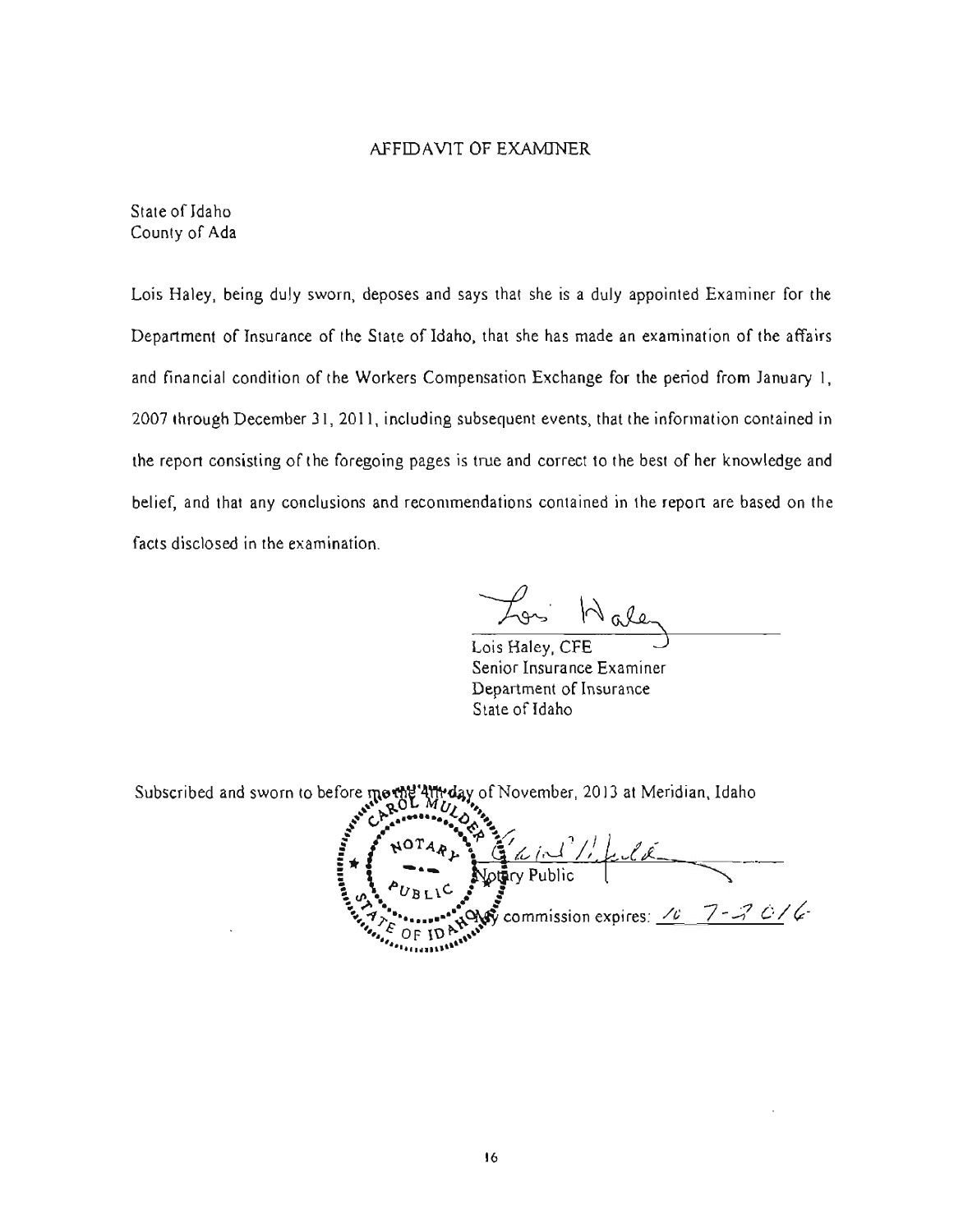# AFFIDAVIT OF EXAMINER

State of Idaho
County of Ada

Lois Haley, being duly sworn, deposes and says that she is a duly appointed Examiner for the Department of Insurance of the State of Idaho, that she has made an examination of the affairs and financial condition of the Workers Compensation Exchange for the period from January 1, 2007 through December 31, 2011, including subsequent events, that the information contained in the report consisting of the foregoing pages is true and correct to the best of her knowledge and belief, and that any conclusions and recommendations contained in the report are based on the facts disclosed in the examination.

Lois Haley, CFE
Senior Insurance Examiner
Department of Insurance
State of Idaho

Subscribed and sworn to before me the 4th day of November, 2013 at Meridian, Idaho

Notary Public

My commission expires: 10 7-2016

CAROL MULDER
NOTARY
PUBLIC
STATE OF IDAHO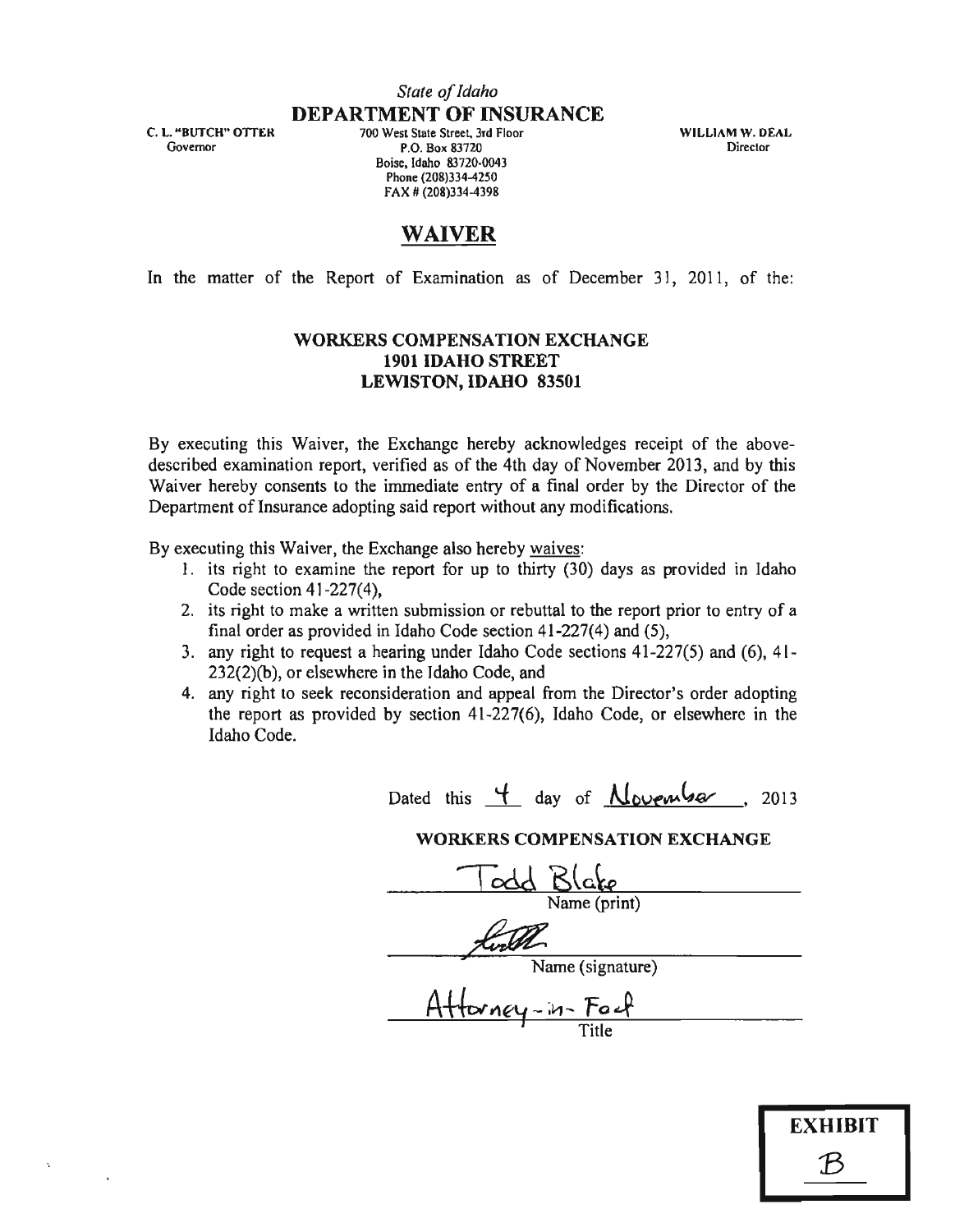*State of Idaho*

**DEPARTMENT OF INSURANCE**

C. L. "BUTCH" OTTER
Governor

700 West State Street, 3rd Floor
P.O. Box 83720
Boise, Idaho 83720-0043
Phone (208)334-4250
FAX # (208)334-4398

WILLIAM W. DEAL
Director

# WAIVER

In the matter of the Report of Examination as of December 31, 2011, of the:

**WORKERS COMPENSATION EXCHANGE**
**1901 IDAHO STREET**
**LEWISTON, IDAHO 83501**

By executing this Waiver, the Exchange hereby acknowledges receipt of the above-described examination report, verified as of the 4th day of November 2013, and by this Waiver hereby consents to the immediate entry of a final order by the Director of the Department of Insurance adopting said report without any modifications.

By executing this Waiver, the Exchange also hereby waives:

1. its right to examine the report for up to thirty (30) days as provided in Idaho Code section 41-227(4),
2. its right to make a written submission or rebuttal to the report prior to entry of a final order as provided in Idaho Code section 41-227(4) and (5),
3. any right to request a hearing under Idaho Code sections 41-227(5) and (6), 41-232(2)(b), or elsewhere in the Idaho Code, and
4. any right to seek reconsideration and appeal from the Director's order adopting the report as provided by section 41-227(6), Idaho Code, or elsewhere in the Idaho Code.

Dated this 4 day of November, 2013

**WORKERS COMPENSATION EXCHANGE**

Todd Blake
Name (print)

[signature]
Name (signature)

Attorney-in-Fact
Title

**EXHIBIT**
B